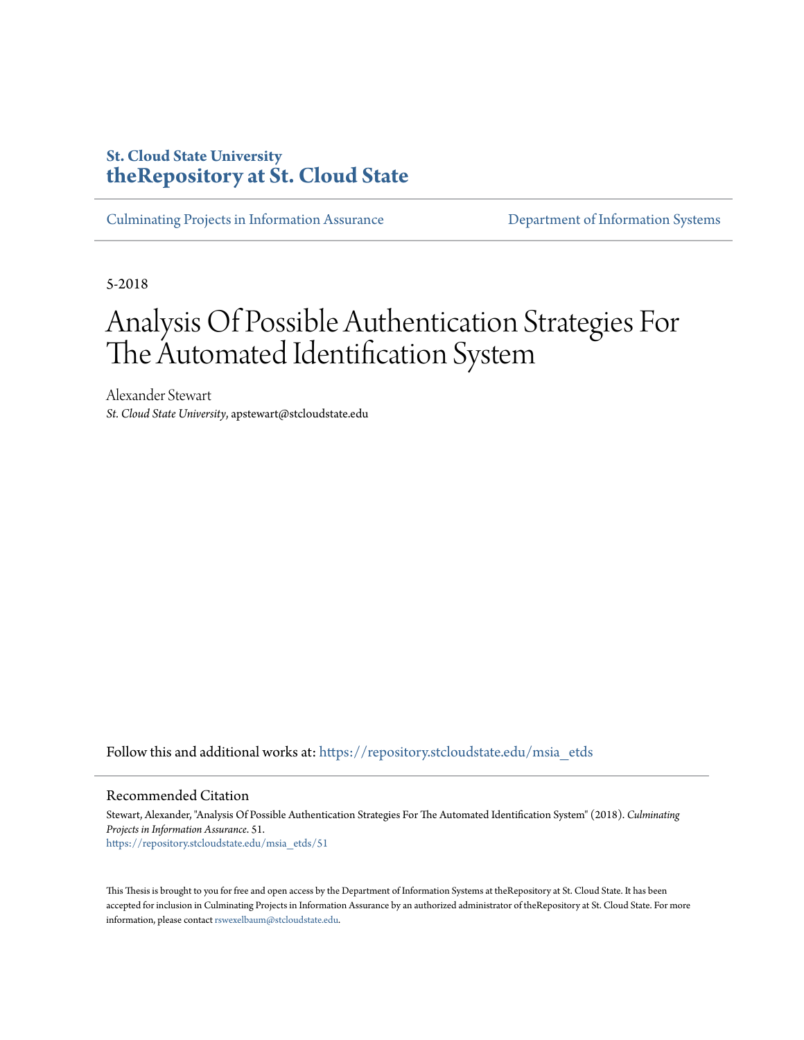**St. Cloud State University**
**theRepository at St. Cloud State**

Culminating Projects in Information Assurance | Department of Information Systems

5-2018

# Analysis Of Possible Authentication Strategies For The Automated Identification System

Alexander Stewart
*St. Cloud State University*, apstewart@stcloudstate.edu

Follow this and additional works at: https://repository.stcloudstate.edu/msia_etds

## Recommended Citation

Stewart, Alexander, "Analysis Of Possible Authentication Strategies For The Automated Identification System" (2018). *Culminating Projects in Information Assurance*. 51.
https://repository.stcloudstate.edu/msia_etds/51

This Thesis is brought to you for free and open access by the Department of Information Systems at theRepository at St. Cloud State. It has been accepted for inclusion in Culminating Projects in Information Assurance by an authorized administrator of theRepository at St. Cloud State. For more information, please contact rswexelbaum@stcloudstate.edu.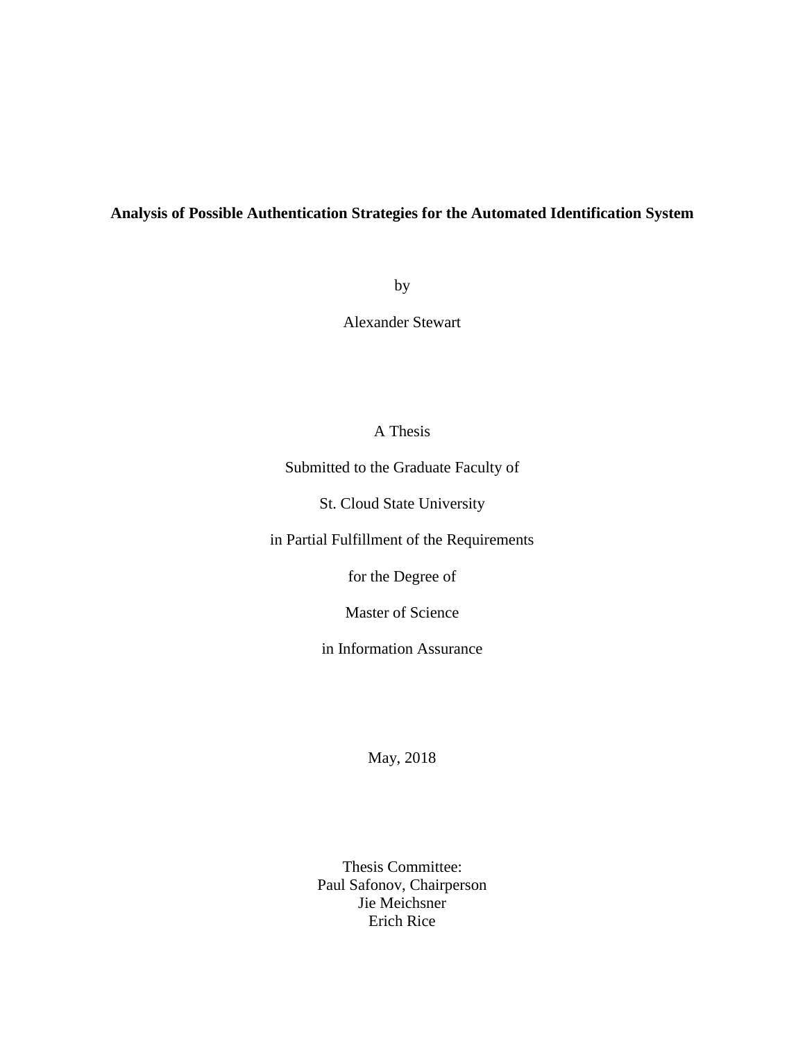**Analysis of Possible Authentication Strategies for the Automated Identification System**

by

Alexander Stewart

A Thesis

Submitted to the Graduate Faculty of

St. Cloud State University

in Partial Fulfillment of the Requirements

for the Degree of

Master of Science

in Information Assurance

May, 2018

Thesis Committee:
Paul Safonov, Chairperson
Jie Meichsner
Erich Rice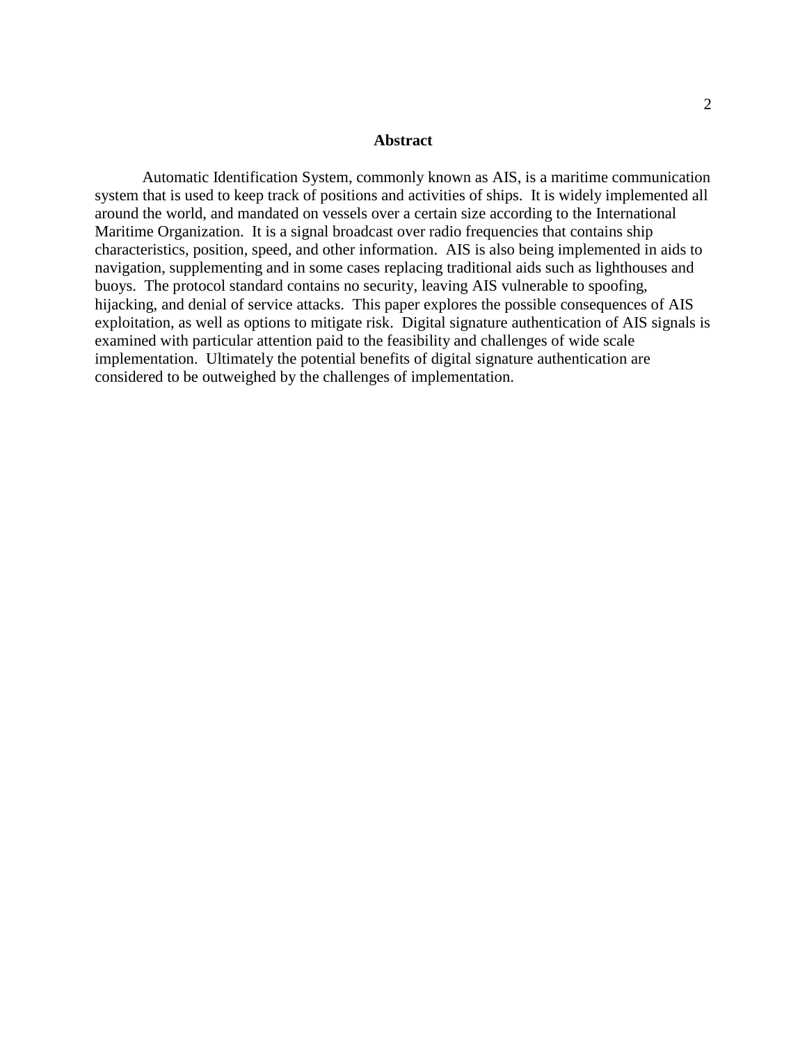## Abstract

Automatic Identification System, commonly known as AIS, is a maritime communication system that is used to keep track of positions and activities of ships. It is widely implemented all around the world, and mandated on vessels over a certain size according to the International Maritime Organization. It is a signal broadcast over radio frequencies that contains ship characteristics, position, speed, and other information. AIS is also being implemented in aids to navigation, supplementing and in some cases replacing traditional aids such as lighthouses and buoys. The protocol standard contains no security, leaving AIS vulnerable to spoofing, hijacking, and denial of service attacks. This paper explores the possible consequences of AIS exploitation, as well as options to mitigate risk. Digital signature authentication of AIS signals is examined with particular attention paid to the feasibility and challenges of wide scale implementation. Ultimately the potential benefits of digital signature authentication are considered to be outweighed by the challenges of implementation.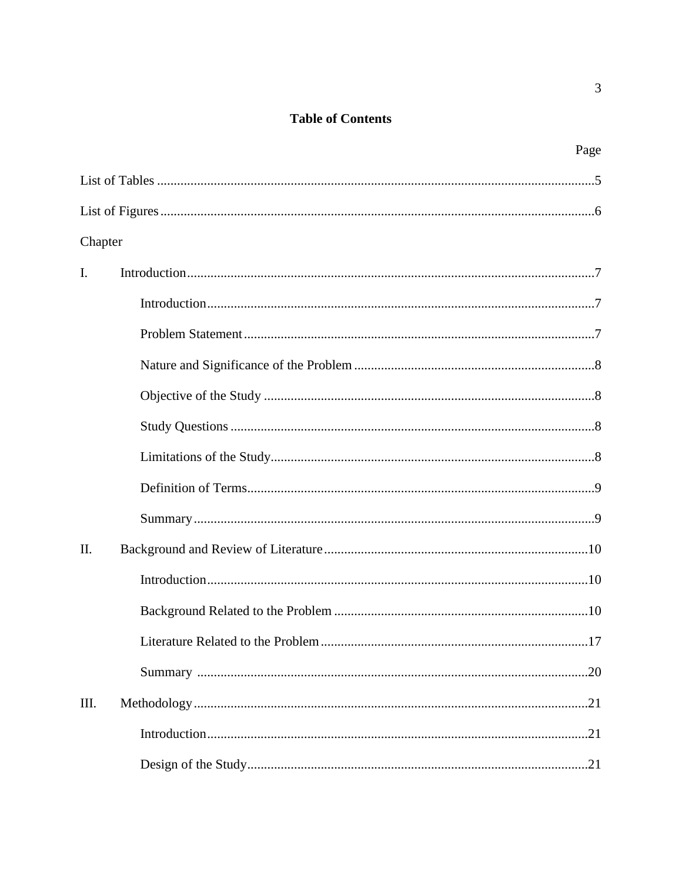## Table of Contents

| | | Page |
|---|---|---|
| List of Tables | | 5 |
| List of Figures | | 6 |
| Chapter | | |
| I. | Introduction | 7 |
| | Introduction | 7 |
| | Problem Statement | 7 |
| | Nature and Significance of the Problem | 8 |
| | Objective of the Study | 8 |
| | Study Questions | 8 |
| | Limitations of the Study | 8 |
| | Definition of Terms | 9 |
| | Summary | 9 |
| II. | Background and Review of Literature | 10 |
| | Introduction | 10 |
| | Background Related to the Problem | 10 |
| | Literature Related to the Problem | 17 |
| | Summary | 20 |
| III. | Methodology | 21 |
| | Introduction | 21 |
| | Design of the Study | 21 |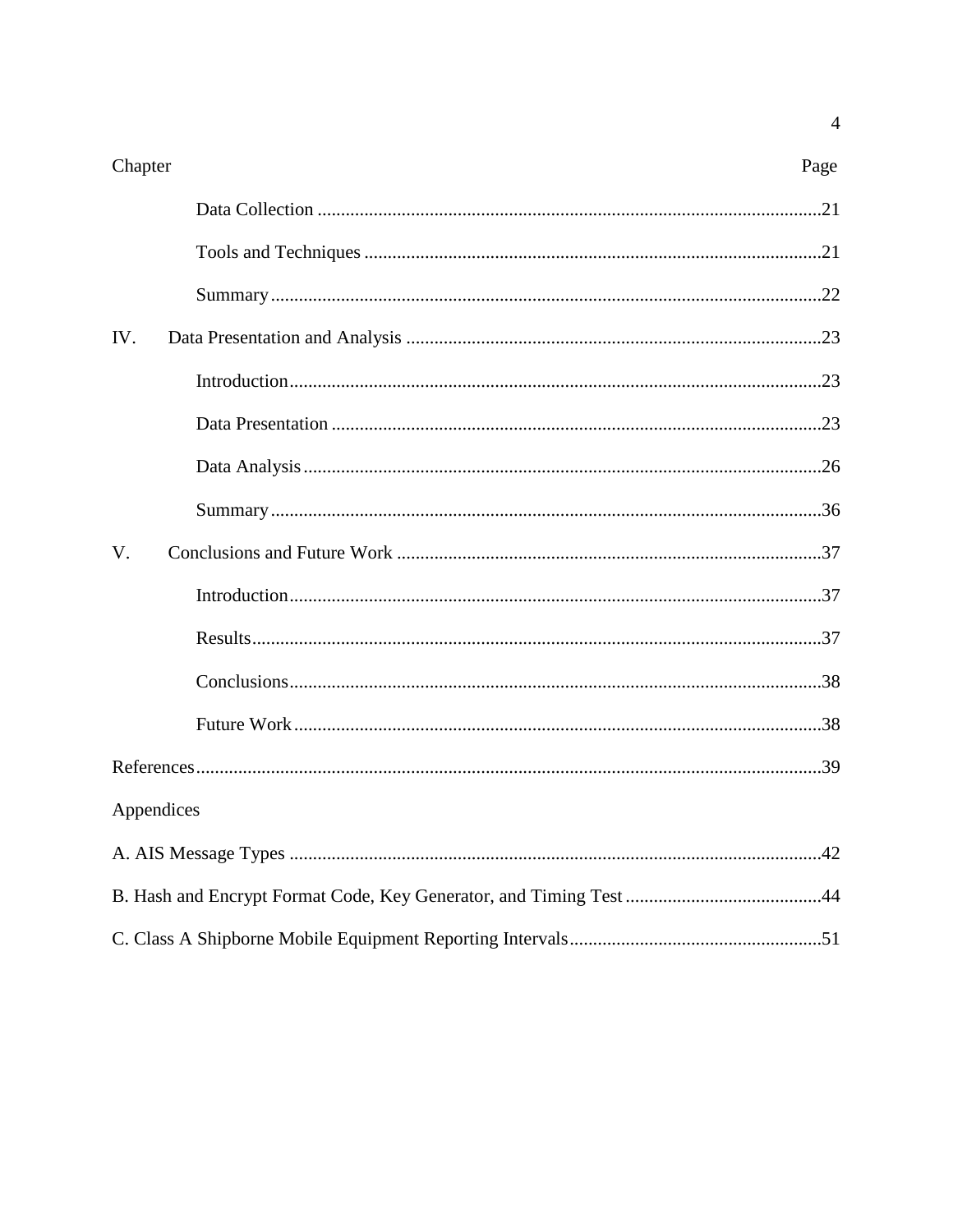| Chapter | Page |
| --- | --- |
| Data Collection | 21 |
| Tools and Techniques | 21 |
| Summary | 22 |
| IV. Data Presentation and Analysis | 23 |
| Introduction | 23 |
| Data Presentation | 23 |
| Data Analysis | 26 |
| Summary | 36 |
| V. Conclusions and Future Work | 37 |
| Introduction | 37 |
| Results | 37 |
| Conclusions | 38 |
| Future Work | 38 |
| References | 39 |
| Appendices | |
| A. AIS Message Types | 42 |
| B. Hash and Encrypt Format Code, Key Generator, and Timing Test | 44 |
| C. Class A Shipborne Mobile Equipment Reporting Intervals | 51 |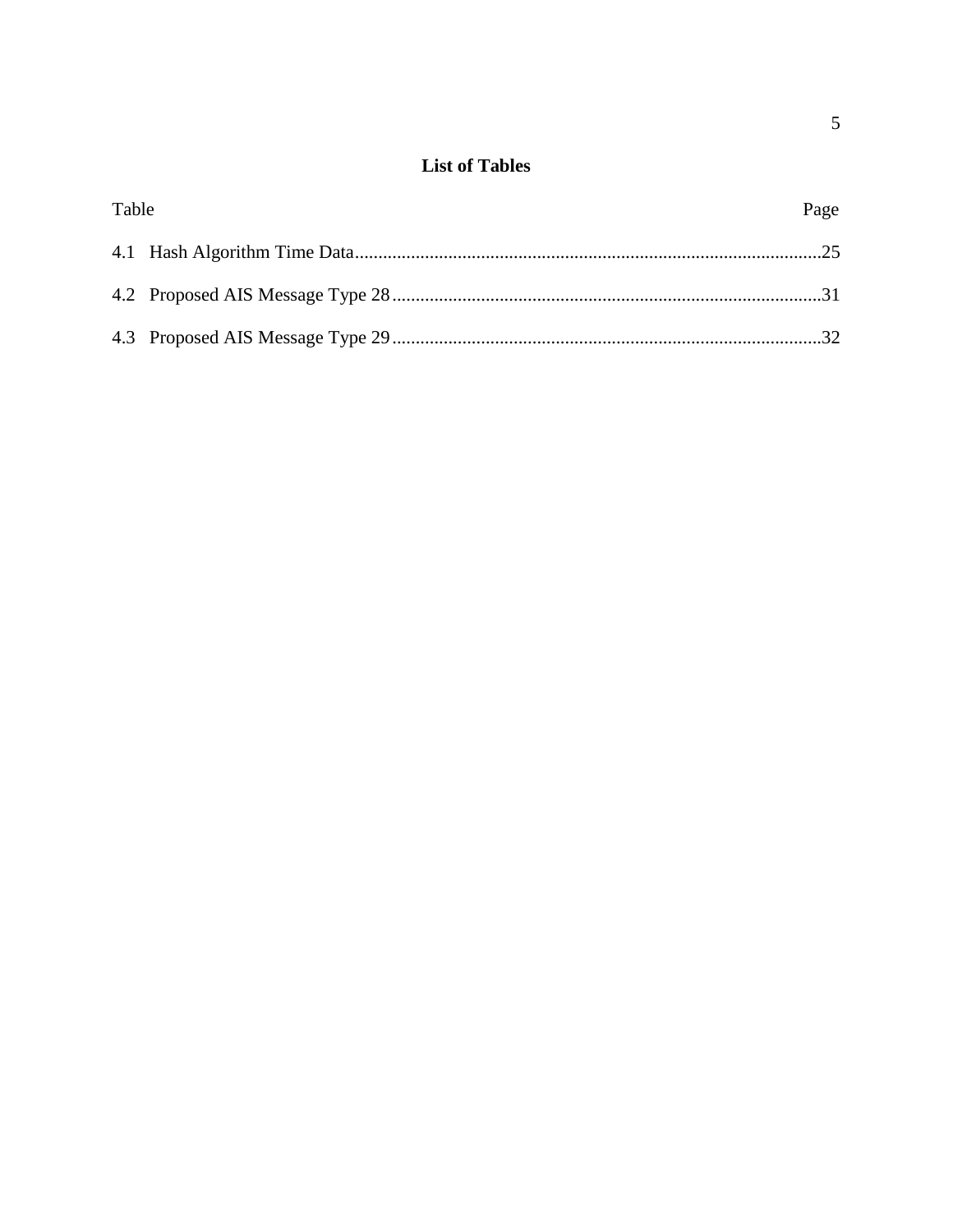## List of Tables

| Table | | Page |
|---|---|---|
| 4.1 | Hash Algorithm Time Data | 25 |
| 4.2 | Proposed AIS Message Type 28 | 31 |
| 4.3 | Proposed AIS Message Type 29 | 32 |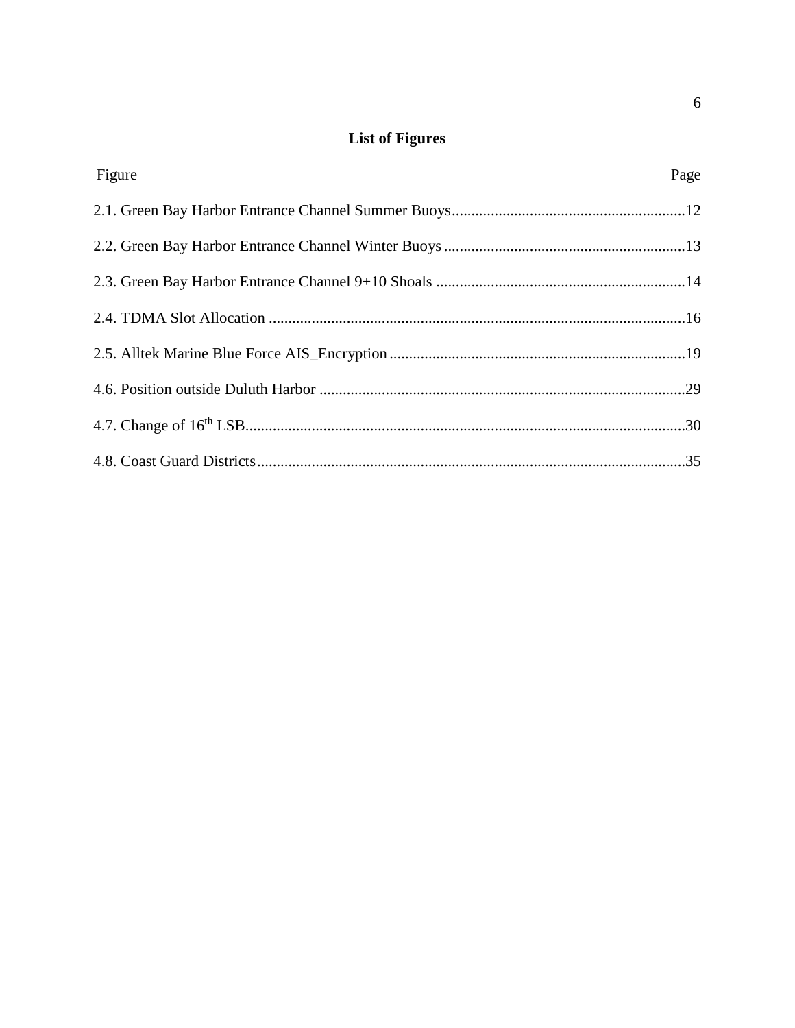## List of Figures

| Figure | Page |
| --- | --- |
| 2.1. Green Bay Harbor Entrance Channel Summer Buoys | 12 |
| 2.2. Green Bay Harbor Entrance Channel Winter Buoys | 13 |
| 2.3. Green Bay Harbor Entrance Channel 9+10 Shoals | 14 |
| 2.4. TDMA Slot Allocation | 16 |
| 2.5. Alltek Marine Blue Force AIS_Encryption | 19 |
| 4.6. Position outside Duluth Harbor | 29 |
| 4.7. Change of 16th LSB | 30 |
| 4.8. Coast Guard Districts | 35 |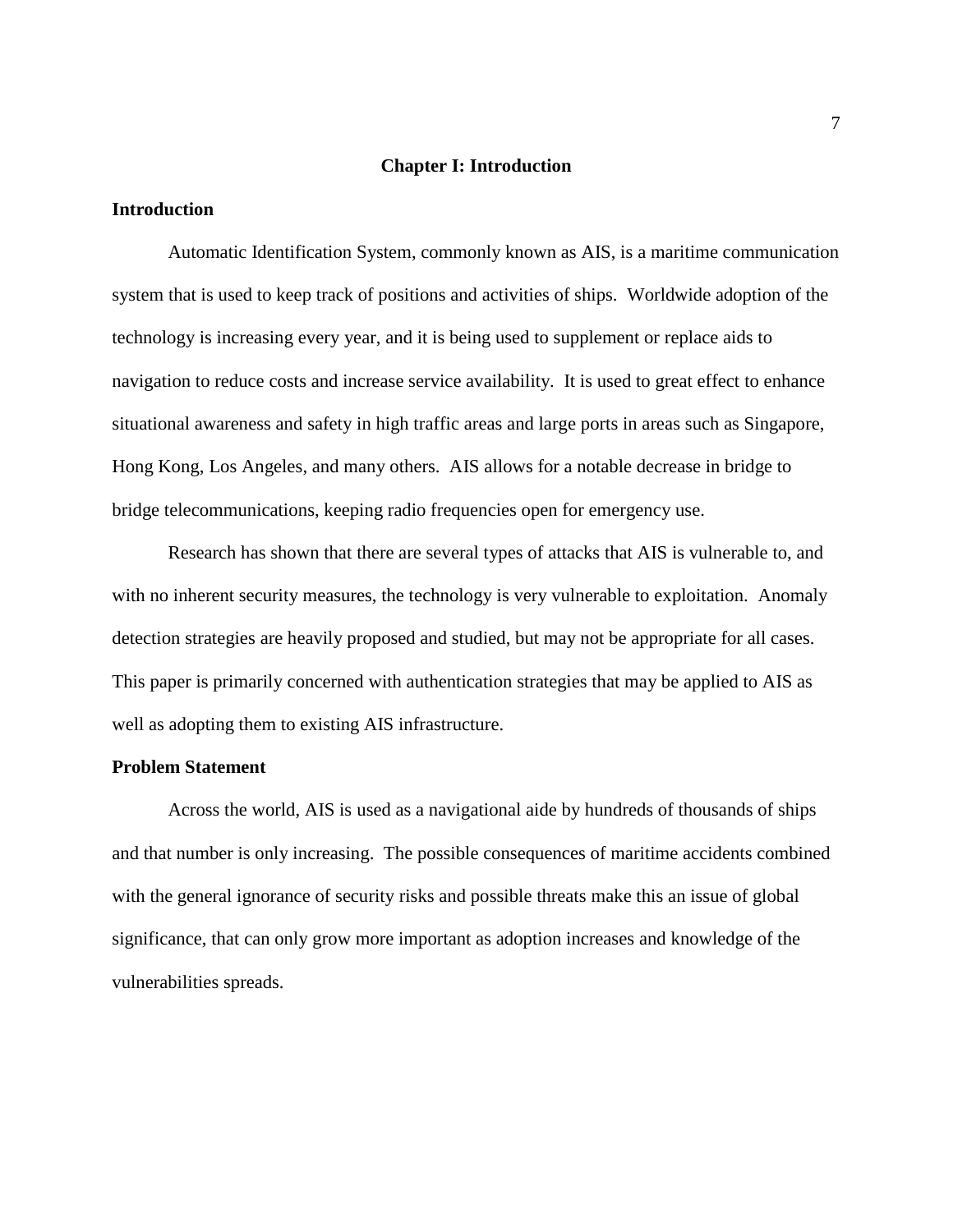# Chapter I: Introduction

## Introduction

Automatic Identification System, commonly known as AIS, is a maritime communication system that is used to keep track of positions and activities of ships. Worldwide adoption of the technology is increasing every year, and it is being used to supplement or replace aids to navigation to reduce costs and increase service availability. It is used to great effect to enhance situational awareness and safety in high traffic areas and large ports in areas such as Singapore, Hong Kong, Los Angeles, and many others. AIS allows for a notable decrease in bridge to bridge telecommunications, keeping radio frequencies open for emergency use.

Research has shown that there are several types of attacks that AIS is vulnerable to, and with no inherent security measures, the technology is very vulnerable to exploitation. Anomaly detection strategies are heavily proposed and studied, but may not be appropriate for all cases. This paper is primarily concerned with authentication strategies that may be applied to AIS as well as adopting them to existing AIS infrastructure.

## Problem Statement

Across the world, AIS is used as a navigational aide by hundreds of thousands of ships and that number is only increasing. The possible consequences of maritime accidents combined with the general ignorance of security risks and possible threats make this an issue of global significance, that can only grow more important as adoption increases and knowledge of the vulnerabilities spreads.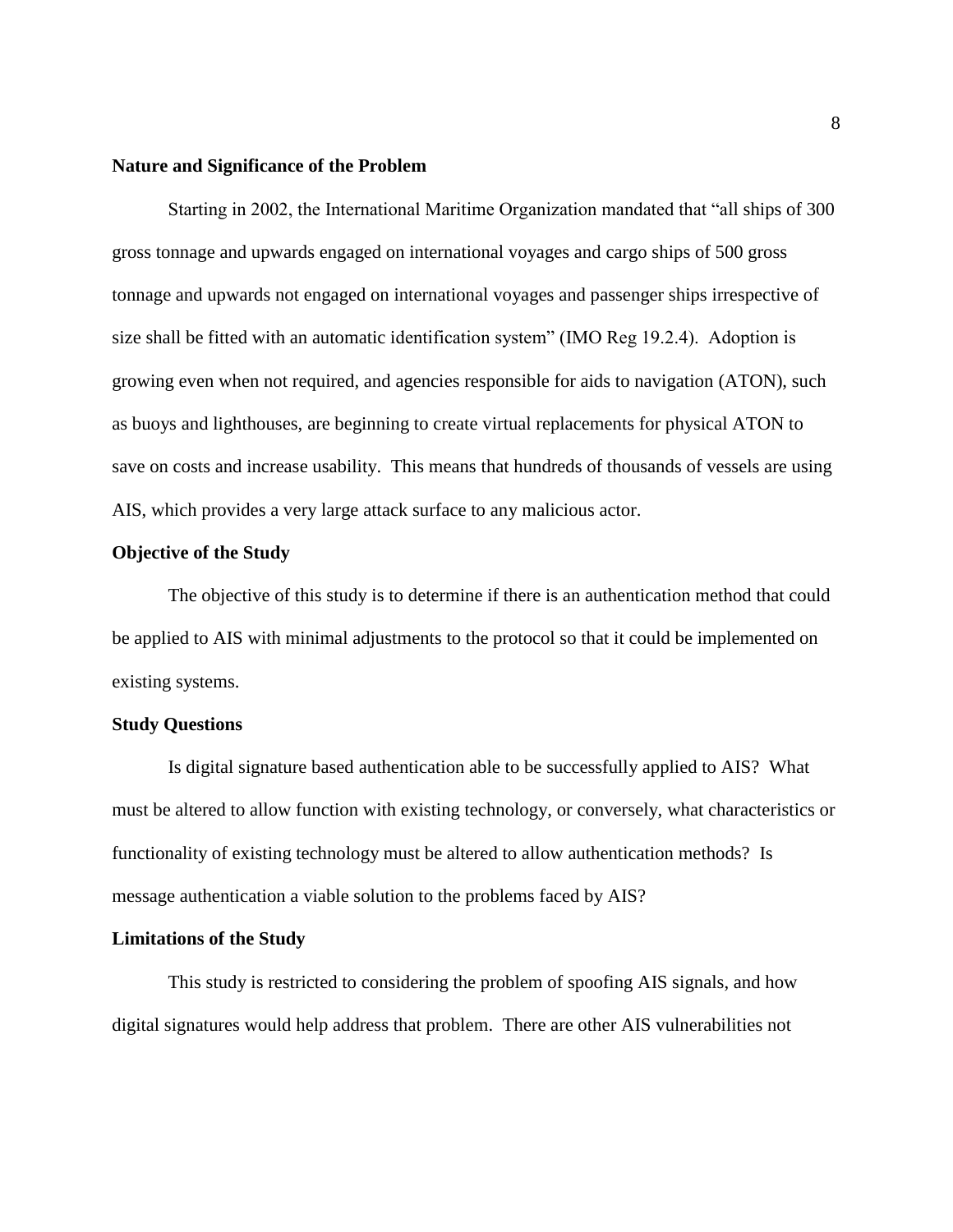## Nature and Significance of the Problem

Starting in 2002, the International Maritime Organization mandated that "all ships of 300 gross tonnage and upwards engaged on international voyages and cargo ships of 500 gross tonnage and upwards not engaged on international voyages and passenger ships irrespective of size shall be fitted with an automatic identification system" (IMO Reg 19.2.4). Adoption is growing even when not required, and agencies responsible for aids to navigation (ATON), such as buoys and lighthouses, are beginning to create virtual replacements for physical ATON to save on costs and increase usability. This means that hundreds of thousands of vessels are using AIS, which provides a very large attack surface to any malicious actor.

## Objective of the Study

The objective of this study is to determine if there is an authentication method that could be applied to AIS with minimal adjustments to the protocol so that it could be implemented on existing systems.

## Study Questions

Is digital signature based authentication able to be successfully applied to AIS? What must be altered to allow function with existing technology, or conversely, what characteristics or functionality of existing technology must be altered to allow authentication methods? Is message authentication a viable solution to the problems faced by AIS?

## Limitations of the Study

This study is restricted to considering the problem of spoofing AIS signals, and how digital signatures would help address that problem. There are other AIS vulnerabilities not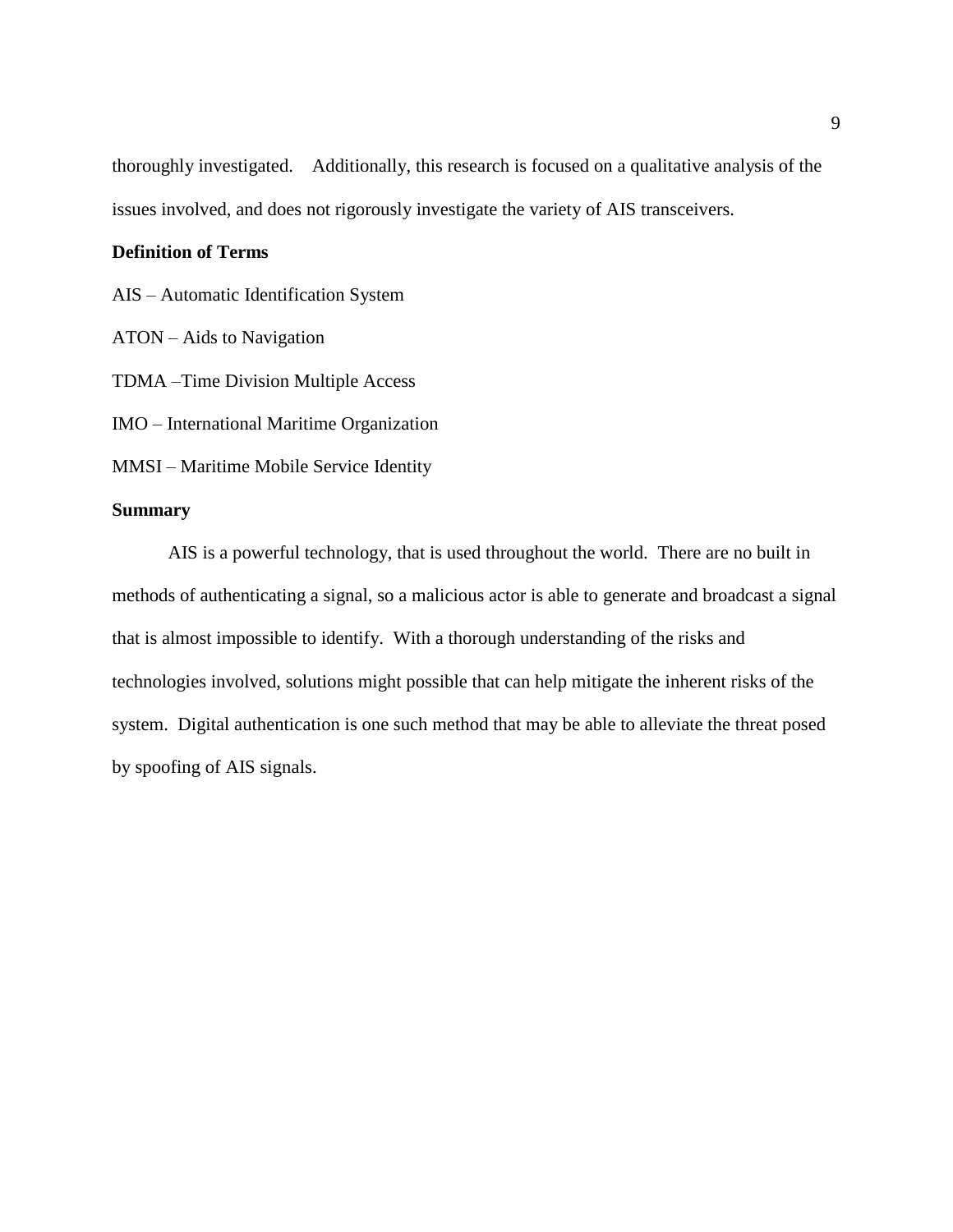thoroughly investigated.  Additionally, this research is focused on a qualitative analysis of the issues involved, and does not rigorously investigate the variety of AIS transceivers.

### Definition of Terms

AIS – Automatic Identification System

ATON – Aids to Navigation

TDMA –Time Division Multiple Access

IMO – International Maritime Organization

MMSI – Maritime Mobile Service Identity

### Summary

AIS is a powerful technology, that is used throughout the world.  There are no built in methods of authenticating a signal, so a malicious actor is able to generate and broadcast a signal that is almost impossible to identify.  With a thorough understanding of the risks and technologies involved, solutions might possible that can help mitigate the inherent risks of the system.  Digital authentication is one such method that may be able to alleviate the threat posed by spoofing of AIS signals.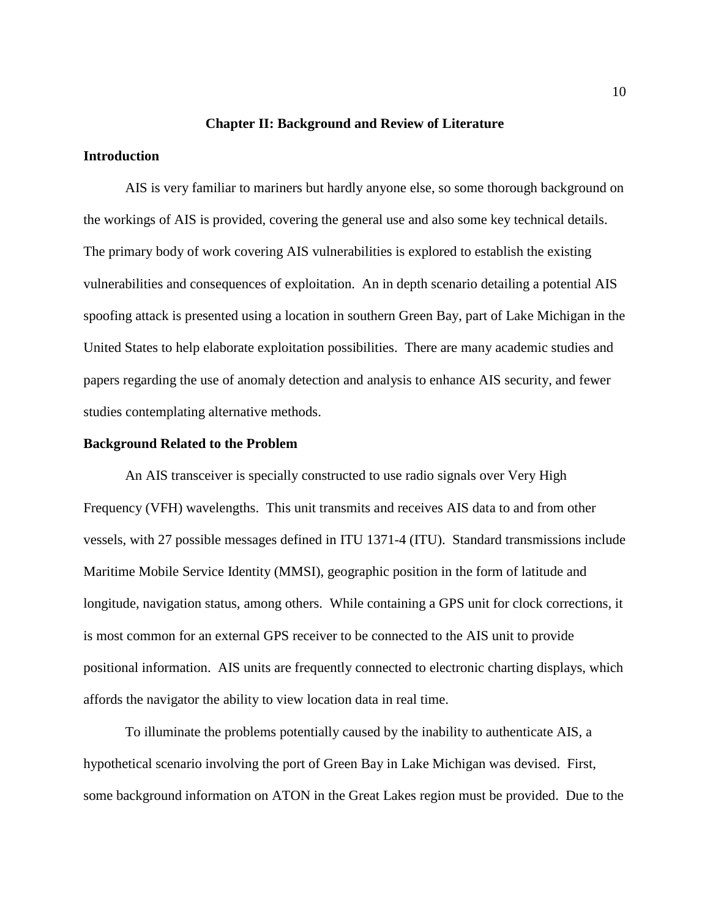## Chapter II: Background and Review of Literature

### Introduction

AIS is very familiar to mariners but hardly anyone else, so some thorough background on the workings of AIS is provided, covering the general use and also some key technical details. The primary body of work covering AIS vulnerabilities is explored to establish the existing vulnerabilities and consequences of exploitation. An in depth scenario detailing a potential AIS spoofing attack is presented using a location in southern Green Bay, part of Lake Michigan in the United States to help elaborate exploitation possibilities. There are many academic studies and papers regarding the use of anomaly detection and analysis to enhance AIS security, and fewer studies contemplating alternative methods.

### Background Related to the Problem

An AIS transceiver is specially constructed to use radio signals over Very High Frequency (VFH) wavelengths. This unit transmits and receives AIS data to and from other vessels, with 27 possible messages defined in ITU 1371-4 (ITU). Standard transmissions include Maritime Mobile Service Identity (MMSI), geographic position in the form of latitude and longitude, navigation status, among others. While containing a GPS unit for clock corrections, it is most common for an external GPS receiver to be connected to the AIS unit to provide positional information. AIS units are frequently connected to electronic charting displays, which affords the navigator the ability to view location data in real time.

To illuminate the problems potentially caused by the inability to authenticate AIS, a hypothetical scenario involving the port of Green Bay in Lake Michigan was devised. First, some background information on ATON in the Great Lakes region must be provided. Due to the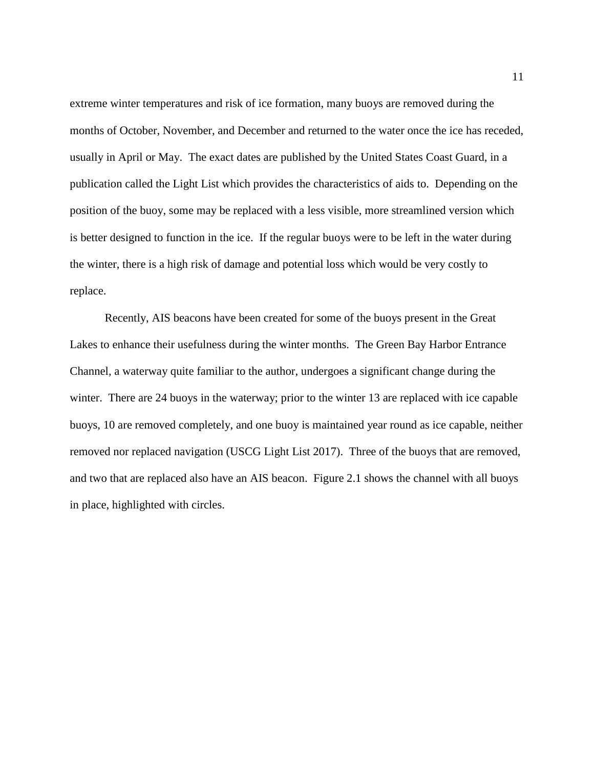extreme winter temperatures and risk of ice formation, many buoys are removed during the months of October, November, and December and returned to the water once the ice has receded, usually in April or May. The exact dates are published by the United States Coast Guard, in a publication called the Light List which provides the characteristics of aids to. Depending on the position of the buoy, some may be replaced with a less visible, more streamlined version which is better designed to function in the ice. If the regular buoys were to be left in the water during the winter, there is a high risk of damage and potential loss which would be very costly to replace.

Recently, AIS beacons have been created for some of the buoys present in the Great Lakes to enhance their usefulness during the winter months. The Green Bay Harbor Entrance Channel, a waterway quite familiar to the author, undergoes a significant change during the winter. There are 24 buoys in the waterway; prior to the winter 13 are replaced with ice capable buoys, 10 are removed completely, and one buoy is maintained year round as ice capable, neither removed nor replaced navigation (USCG Light List 2017). Three of the buoys that are removed, and two that are replaced also have an AIS beacon. Figure 2.1 shows the channel with all buoys in place, highlighted with circles.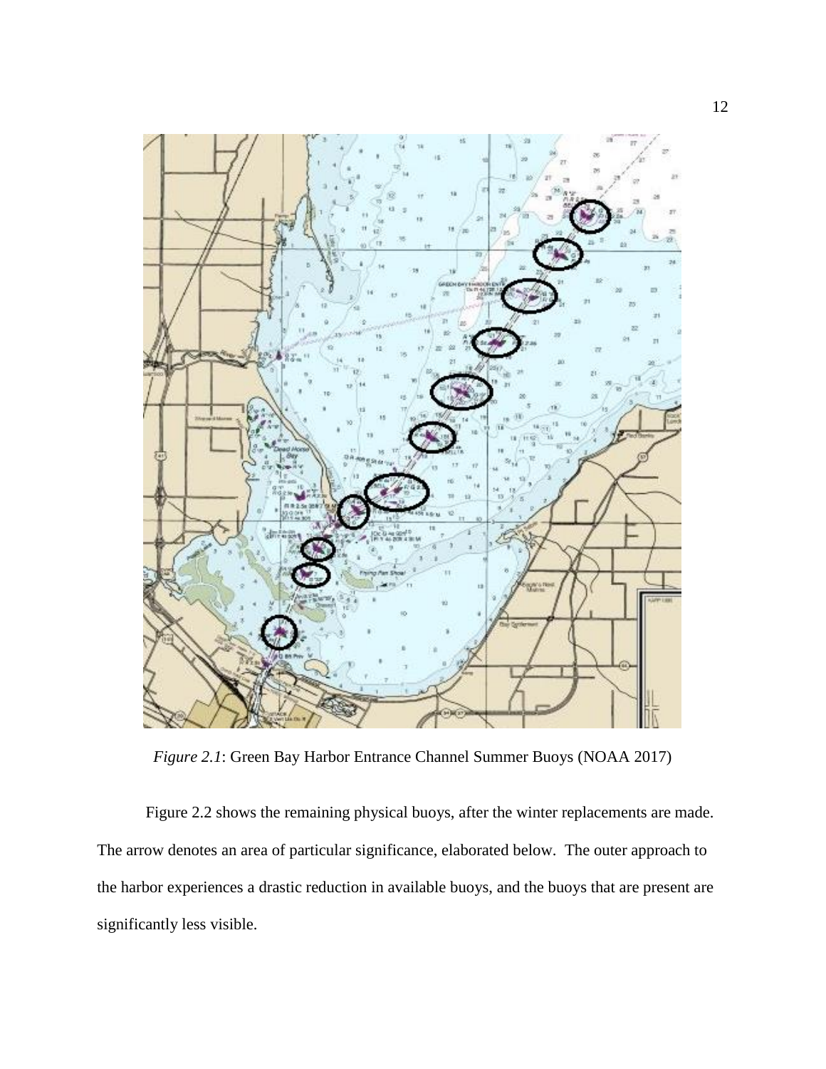*Figure 2.1*: Green Bay Harbor Entrance Channel Summer Buoys (NOAA 2017)

Figure 2.2 shows the remaining physical buoys, after the winter replacements are made. The arrow denotes an area of particular significance, elaborated below. The outer approach to the harbor experiences a drastic reduction in available buoys, and the buoys that are present are significantly less visible.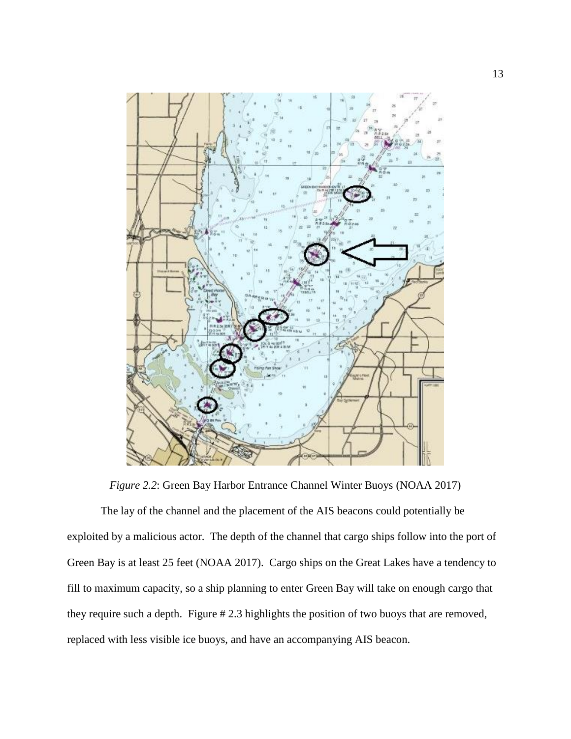*Figure 2.2*: Green Bay Harbor Entrance Channel Winter Buoys (NOAA 2017)

The lay of the channel and the placement of the AIS beacons could potentially be exploited by a malicious actor. The depth of the channel that cargo ships follow into the port of Green Bay is at least 25 feet (NOAA 2017). Cargo ships on the Great Lakes have a tendency to fill to maximum capacity, so a ship planning to enter Green Bay will take on enough cargo that they require such a depth. Figure # 2.3 highlights the position of two buoys that are removed, replaced with less visible ice buoys, and have an accompanying AIS beacon.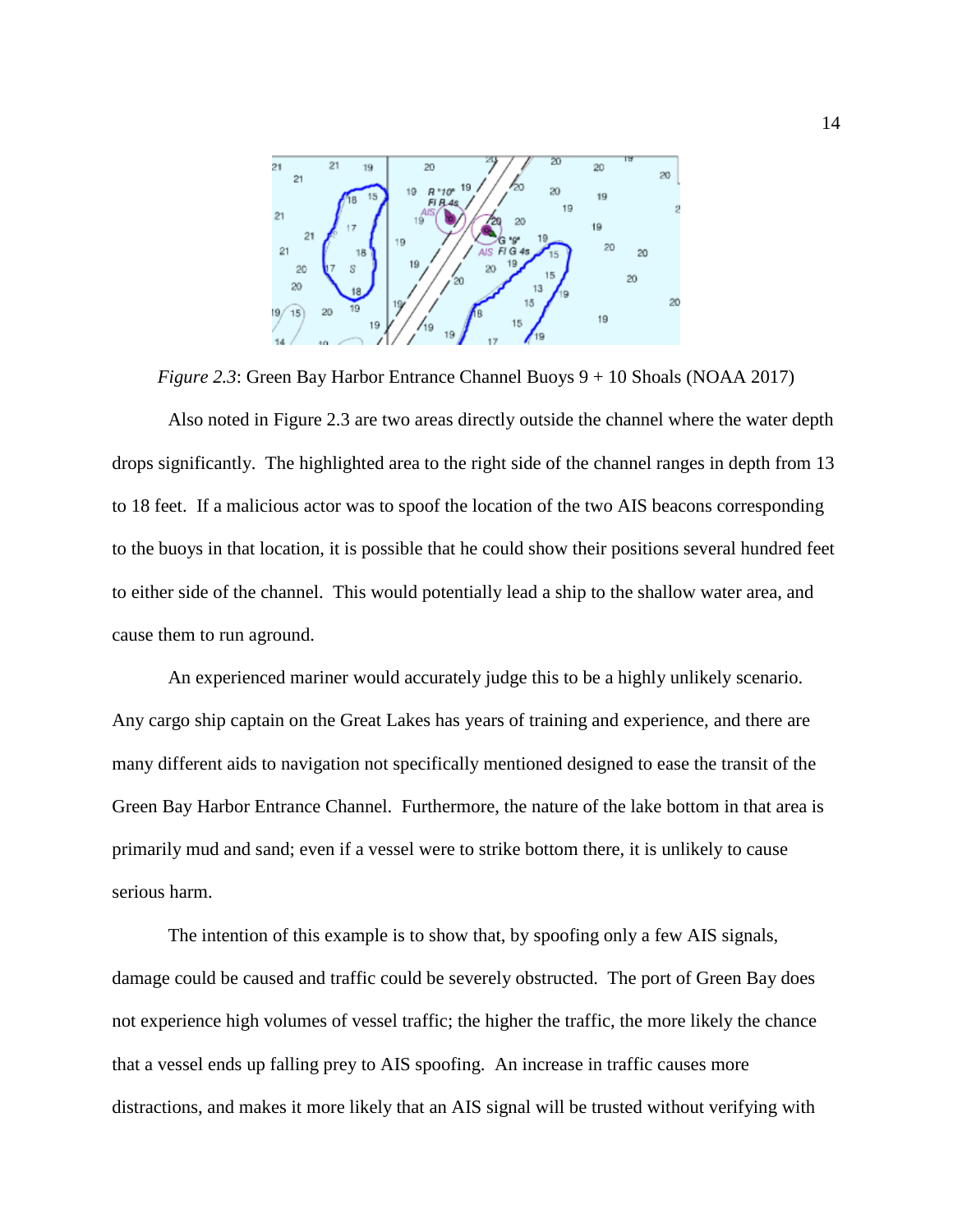*Figure 2.3*: Green Bay Harbor Entrance Channel Buoys 9 + 10 Shoals (NOAA 2017)

Also noted in Figure 2.3 are two areas directly outside the channel where the water depth drops significantly. The highlighted area to the right side of the channel ranges in depth from 13 to 18 feet. If a malicious actor was to spoof the location of the two AIS beacons corresponding to the buoys in that location, it is possible that he could show their positions several hundred feet to either side of the channel. This would potentially lead a ship to the shallow water area, and cause them to run aground.

An experienced mariner would accurately judge this to be a highly unlikely scenario. Any cargo ship captain on the Great Lakes has years of training and experience, and there are many different aids to navigation not specifically mentioned designed to ease the transit of the Green Bay Harbor Entrance Channel. Furthermore, the nature of the lake bottom in that area is primarily mud and sand; even if a vessel were to strike bottom there, it is unlikely to cause serious harm.

The intention of this example is to show that, by spoofing only a few AIS signals, damage could be caused and traffic could be severely obstructed. The port of Green Bay does not experience high volumes of vessel traffic; the higher the traffic, the more likely the chance that a vessel ends up falling prey to AIS spoofing. An increase in traffic causes more distractions, and makes it more likely that an AIS signal will be trusted without verifying with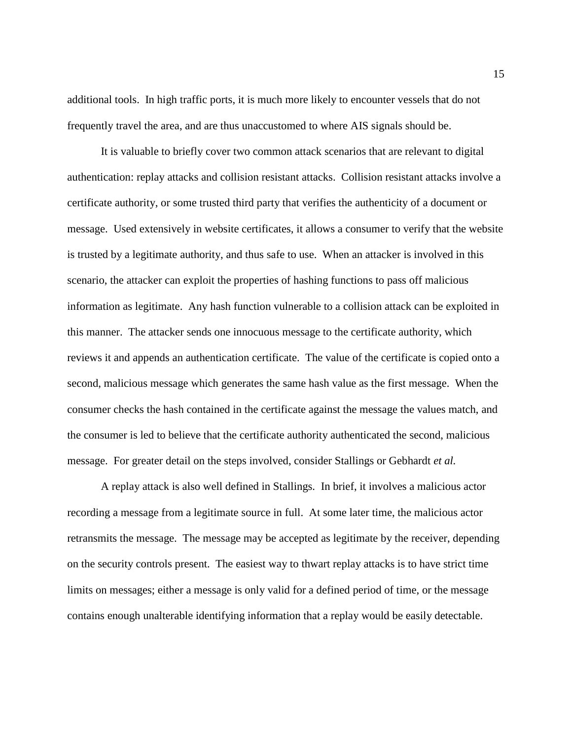additional tools. In high traffic ports, it is much more likely to encounter vessels that do not frequently travel the area, and are thus unaccustomed to where AIS signals should be.

It is valuable to briefly cover two common attack scenarios that are relevant to digital authentication: replay attacks and collision resistant attacks. Collision resistant attacks involve a certificate authority, or some trusted third party that verifies the authenticity of a document or message. Used extensively in website certificates, it allows a consumer to verify that the website is trusted by a legitimate authority, and thus safe to use. When an attacker is involved in this scenario, the attacker can exploit the properties of hashing functions to pass off malicious information as legitimate. Any hash function vulnerable to a collision attack can be exploited in this manner. The attacker sends one innocuous message to the certificate authority, which reviews it and appends an authentication certificate. The value of the certificate is copied onto a second, malicious message which generates the same hash value as the first message. When the consumer checks the hash contained in the certificate against the message the values match, and the consumer is led to believe that the certificate authority authenticated the second, malicious message. For greater detail on the steps involved, consider Stallings or Gebhardt *et al.*

A replay attack is also well defined in Stallings. In brief, it involves a malicious actor recording a message from a legitimate source in full. At some later time, the malicious actor retransmits the message. The message may be accepted as legitimate by the receiver, depending on the security controls present. The easiest way to thwart replay attacks is to have strict time limits on messages; either a message is only valid for a defined period of time, or the message contains enough unalterable identifying information that a replay would be easily detectable.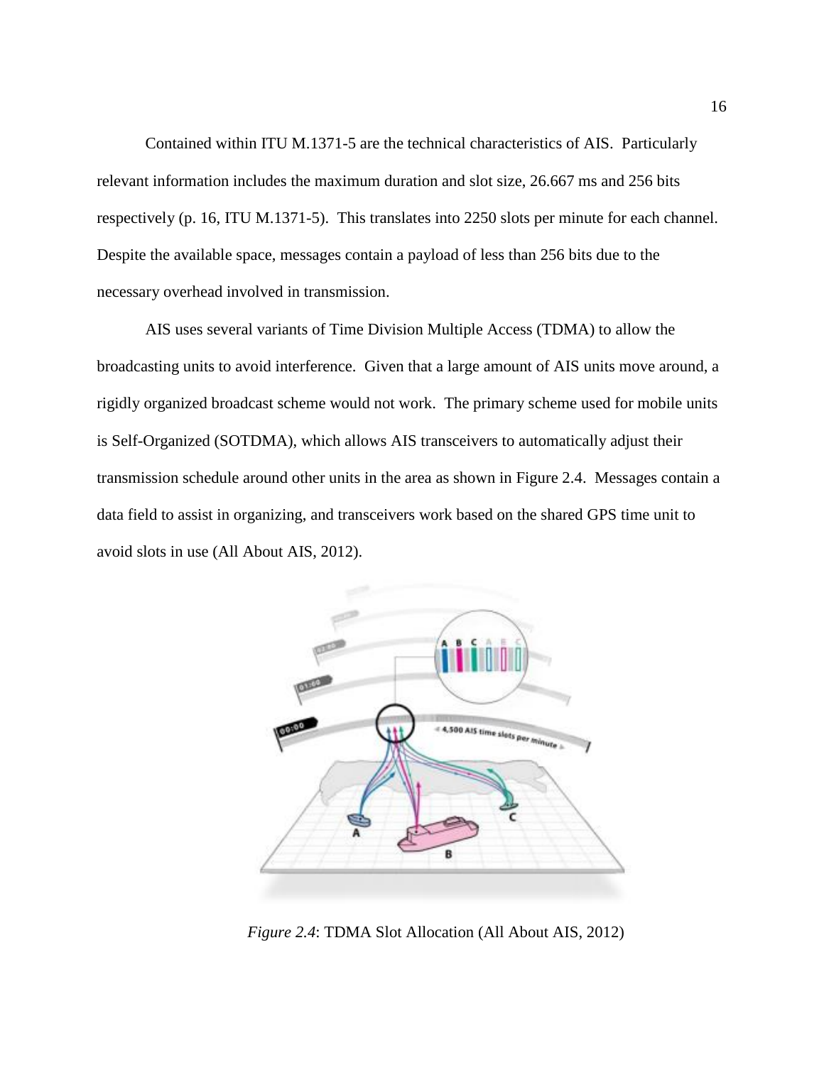Contained within ITU M.1371-5 are the technical characteristics of AIS. Particularly relevant information includes the maximum duration and slot size, 26.667 ms and 256 bits respectively (p. 16, ITU M.1371-5). This translates into 2250 slots per minute for each channel. Despite the available space, messages contain a payload of less than 256 bits due to the necessary overhead involved in transmission.

AIS uses several variants of Time Division Multiple Access (TDMA) to allow the broadcasting units to avoid interference. Given that a large amount of AIS units move around, a rigidly organized broadcast scheme would not work. The primary scheme used for mobile units is Self-Organized (SOTDMA), which allows AIS transceivers to automatically adjust their transmission schedule around other units in the area as shown in Figure 2.4. Messages contain a data field to assist in organizing, and transceivers work based on the shared GPS time unit to avoid slots in use (All About AIS, 2012).

*Figure 2.4*: TDMA Slot Allocation (All About AIS, 2012)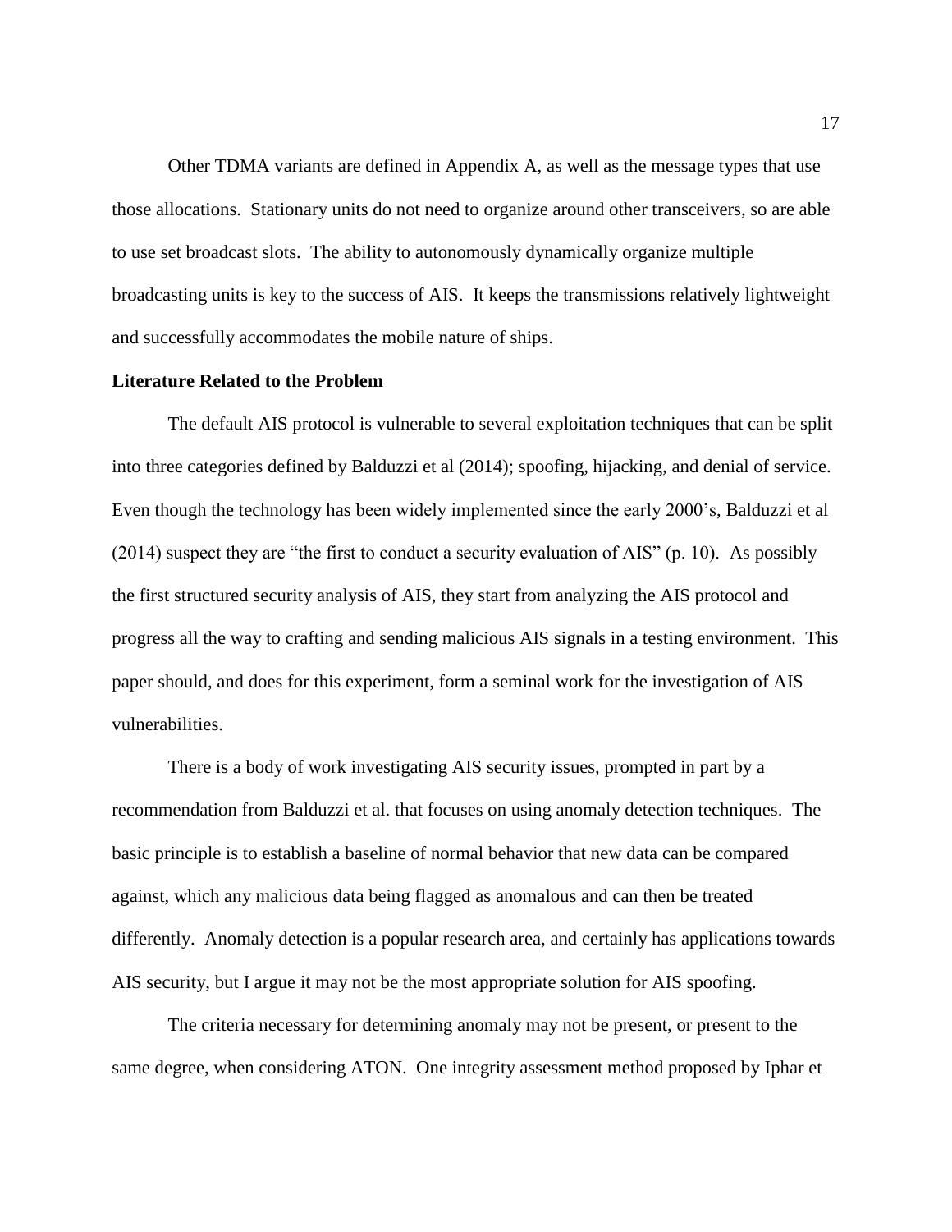Other TDMA variants are defined in Appendix A, as well as the message types that use those allocations. Stationary units do not need to organize around other transceivers, so are able to use set broadcast slots. The ability to autonomously dynamically organize multiple broadcasting units is key to the success of AIS. It keeps the transmissions relatively lightweight and successfully accommodates the mobile nature of ships.

**Literature Related to the Problem**

The default AIS protocol is vulnerable to several exploitation techniques that can be split into three categories defined by Balduzzi et al (2014); spoofing, hijacking, and denial of service. Even though the technology has been widely implemented since the early 2000's, Balduzzi et al (2014) suspect they are "the first to conduct a security evaluation of AIS" (p. 10). As possibly the first structured security analysis of AIS, they start from analyzing the AIS protocol and progress all the way to crafting and sending malicious AIS signals in a testing environment. This paper should, and does for this experiment, form a seminal work for the investigation of AIS vulnerabilities.

There is a body of work investigating AIS security issues, prompted in part by a recommendation from Balduzzi et al. that focuses on using anomaly detection techniques. The basic principle is to establish a baseline of normal behavior that new data can be compared against, which any malicious data being flagged as anomalous and can then be treated differently. Anomaly detection is a popular research area, and certainly has applications towards AIS security, but I argue it may not be the most appropriate solution for AIS spoofing.

The criteria necessary for determining anomaly may not be present, or present to the same degree, when considering ATON. One integrity assessment method proposed by Iphar et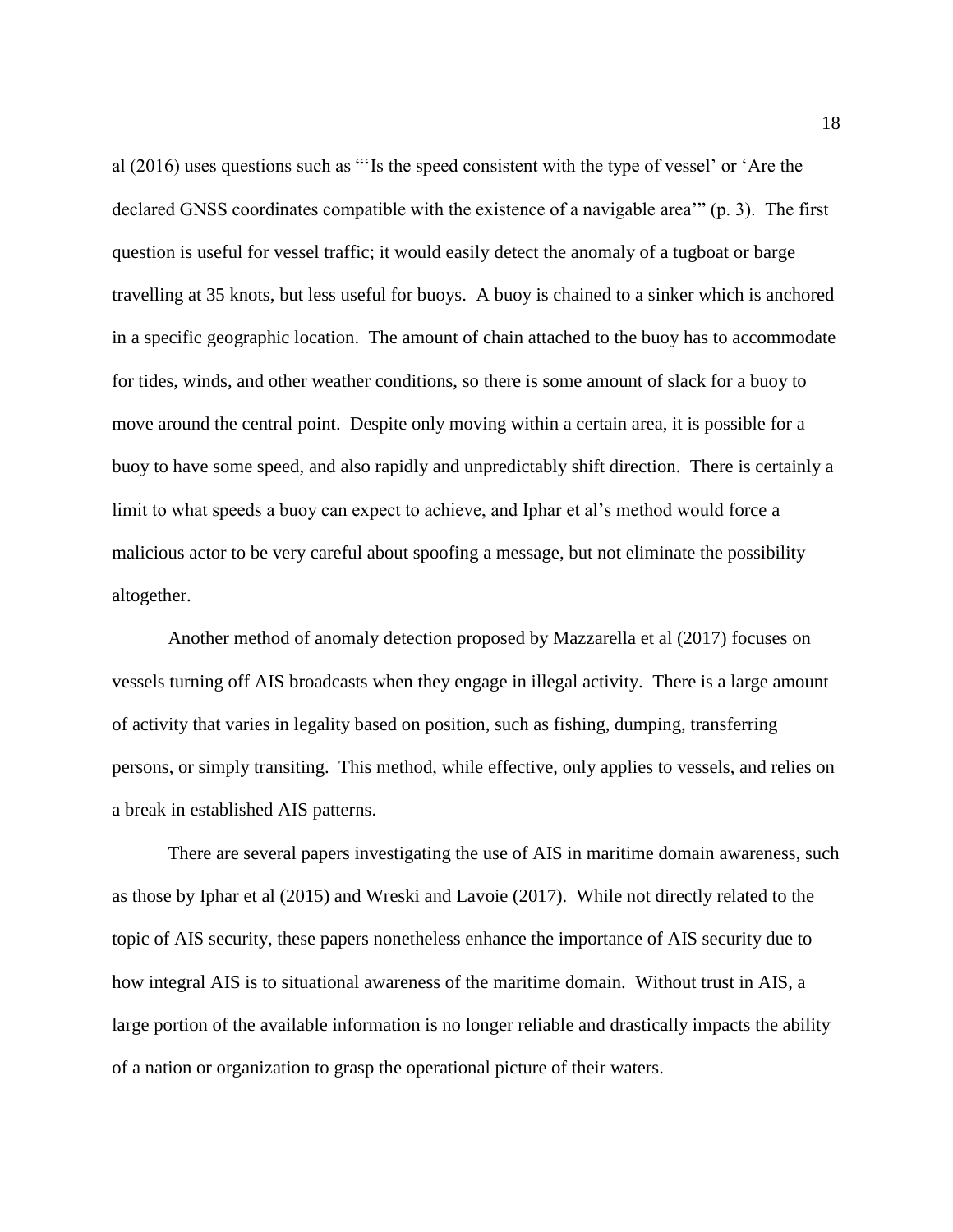al (2016) uses questions such as "'Is the speed consistent with the type of vessel' or 'Are the declared GNSS coordinates compatible with the existence of a navigable area'" (p. 3). The first question is useful for vessel traffic; it would easily detect the anomaly of a tugboat or barge travelling at 35 knots, but less useful for buoys. A buoy is chained to a sinker which is anchored in a specific geographic location. The amount of chain attached to the buoy has to accommodate for tides, winds, and other weather conditions, so there is some amount of slack for a buoy to move around the central point. Despite only moving within a certain area, it is possible for a buoy to have some speed, and also rapidly and unpredictably shift direction. There is certainly a limit to what speeds a buoy can expect to achieve, and Iphar et al's method would force a malicious actor to be very careful about spoofing a message, but not eliminate the possibility altogether.

Another method of anomaly detection proposed by Mazzarella et al (2017) focuses on vessels turning off AIS broadcasts when they engage in illegal activity. There is a large amount of activity that varies in legality based on position, such as fishing, dumping, transferring persons, or simply transiting. This method, while effective, only applies to vessels, and relies on a break in established AIS patterns.

There are several papers investigating the use of AIS in maritime domain awareness, such as those by Iphar et al (2015) and Wreski and Lavoie (2017). While not directly related to the topic of AIS security, these papers nonetheless enhance the importance of AIS security due to how integral AIS is to situational awareness of the maritime domain. Without trust in AIS, a large portion of the available information is no longer reliable and drastically impacts the ability of a nation or organization to grasp the operational picture of their waters.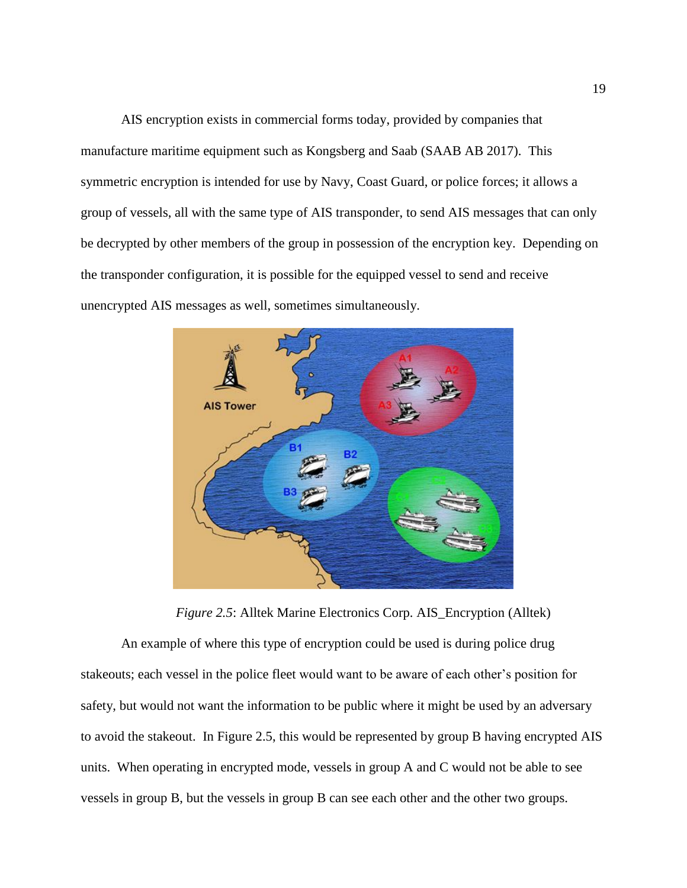AIS encryption exists in commercial forms today, provided by companies that manufacture maritime equipment such as Kongsberg and Saab (SAAB AB 2017). This symmetric encryption is intended for use by Navy, Coast Guard, or police forces; it allows a group of vessels, all with the same type of AIS transponder, to send AIS messages that can only be decrypted by other members of the group in possession of the encryption key. Depending on the transponder configuration, it is possible for the equipped vessel to send and receive unencrypted AIS messages as well, sometimes simultaneously.

*Figure 2.5*: Alltek Marine Electronics Corp. AIS_Encryption (Alltek)

An example of where this type of encryption could be used is during police drug stakeouts; each vessel in the police fleet would want to be aware of each other's position for safety, but would not want the information to be public where it might be used by an adversary to avoid the stakeout. In Figure 2.5, this would be represented by group B having encrypted AIS units. When operating in encrypted mode, vessels in group A and C would not be able to see vessels in group B, but the vessels in group B can see each other and the other two groups.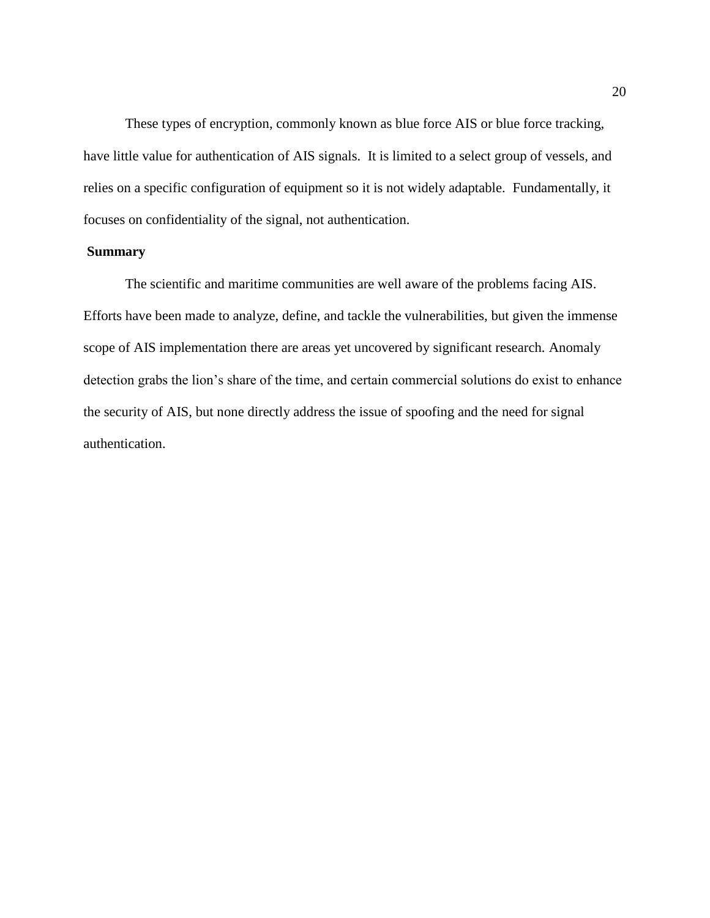These types of encryption, commonly known as blue force AIS or blue force tracking, have little value for authentication of AIS signals. It is limited to a select group of vessels, and relies on a specific configuration of equipment so it is not widely adaptable. Fundamentally, it focuses on confidentiality of the signal, not authentication.

## Summary

The scientific and maritime communities are well aware of the problems facing AIS. Efforts have been made to analyze, define, and tackle the vulnerabilities, but given the immense scope of AIS implementation there are areas yet uncovered by significant research. Anomaly detection grabs the lion's share of the time, and certain commercial solutions do exist to enhance the security of AIS, but none directly address the issue of spoofing and the need for signal authentication.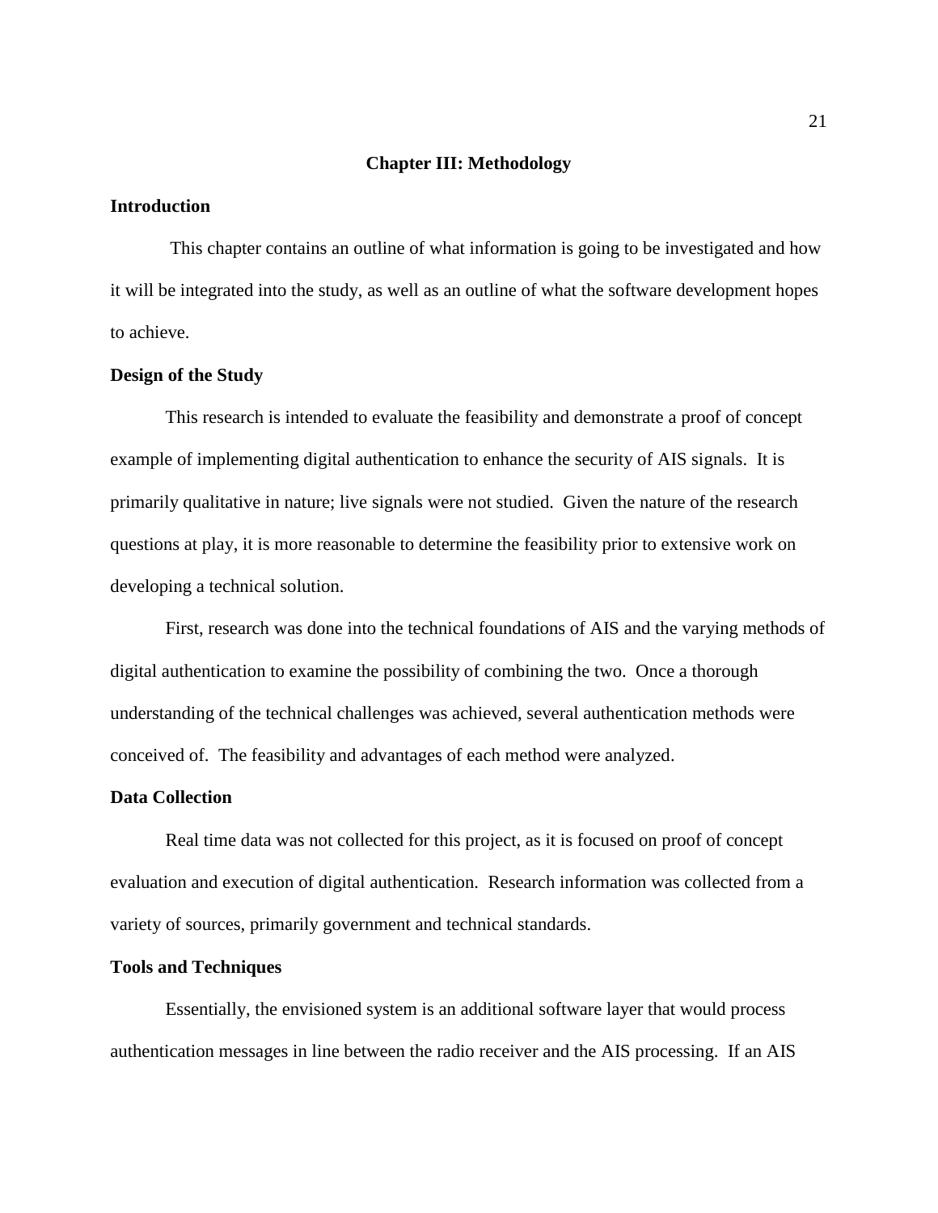# Chapter III: Methodology

## Introduction

This chapter contains an outline of what information is going to be investigated and how it will be integrated into the study, as well as an outline of what the software development hopes to achieve.

## Design of the Study

This research is intended to evaluate the feasibility and demonstrate a proof of concept example of implementing digital authentication to enhance the security of AIS signals. It is primarily qualitative in nature; live signals were not studied. Given the nature of the research questions at play, it is more reasonable to determine the feasibility prior to extensive work on developing a technical solution.

First, research was done into the technical foundations of AIS and the varying methods of digital authentication to examine the possibility of combining the two. Once a thorough understanding of the technical challenges was achieved, several authentication methods were conceived of. The feasibility and advantages of each method were analyzed.

## Data Collection

Real time data was not collected for this project, as it is focused on proof of concept evaluation and execution of digital authentication. Research information was collected from a variety of sources, primarily government and technical standards.

## Tools and Techniques

Essentially, the envisioned system is an additional software layer that would process authentication messages in line between the radio receiver and the AIS processing. If an AIS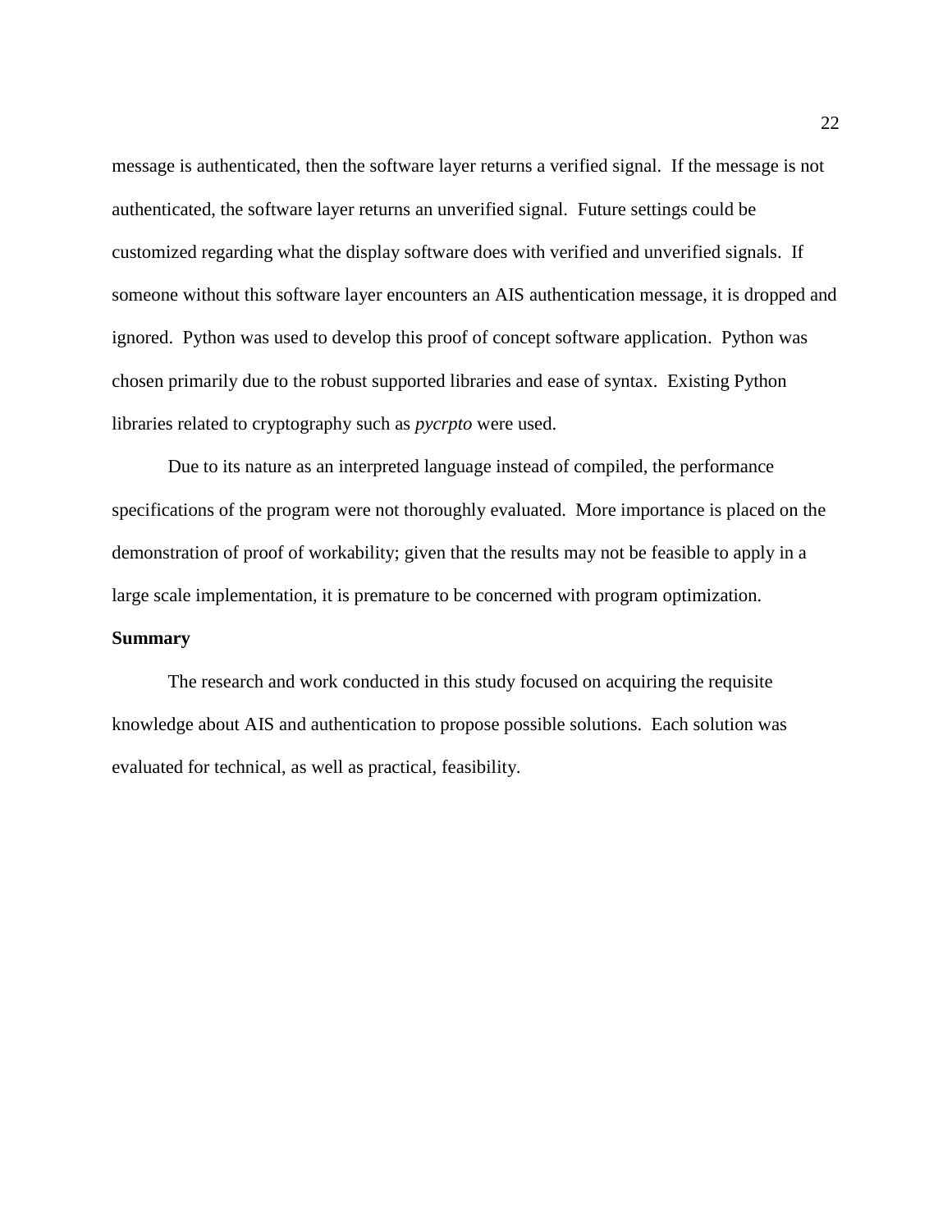message is authenticated, then the software layer returns a verified signal. If the message is not authenticated, the software layer returns an unverified signal. Future settings could be customized regarding what the display software does with verified and unverified signals. If someone without this software layer encounters an AIS authentication message, it is dropped and ignored. Python was used to develop this proof of concept software application. Python was chosen primarily due to the robust supported libraries and ease of syntax. Existing Python libraries related to cryptography such as *pycrpto* were used.

Due to its nature as an interpreted language instead of compiled, the performance specifications of the program were not thoroughly evaluated. More importance is placed on the demonstration of proof of workability; given that the results may not be feasible to apply in a large scale implementation, it is premature to be concerned with program optimization.

**Summary**

The research and work conducted in this study focused on acquiring the requisite knowledge about AIS and authentication to propose possible solutions. Each solution was evaluated for technical, as well as practical, feasibility.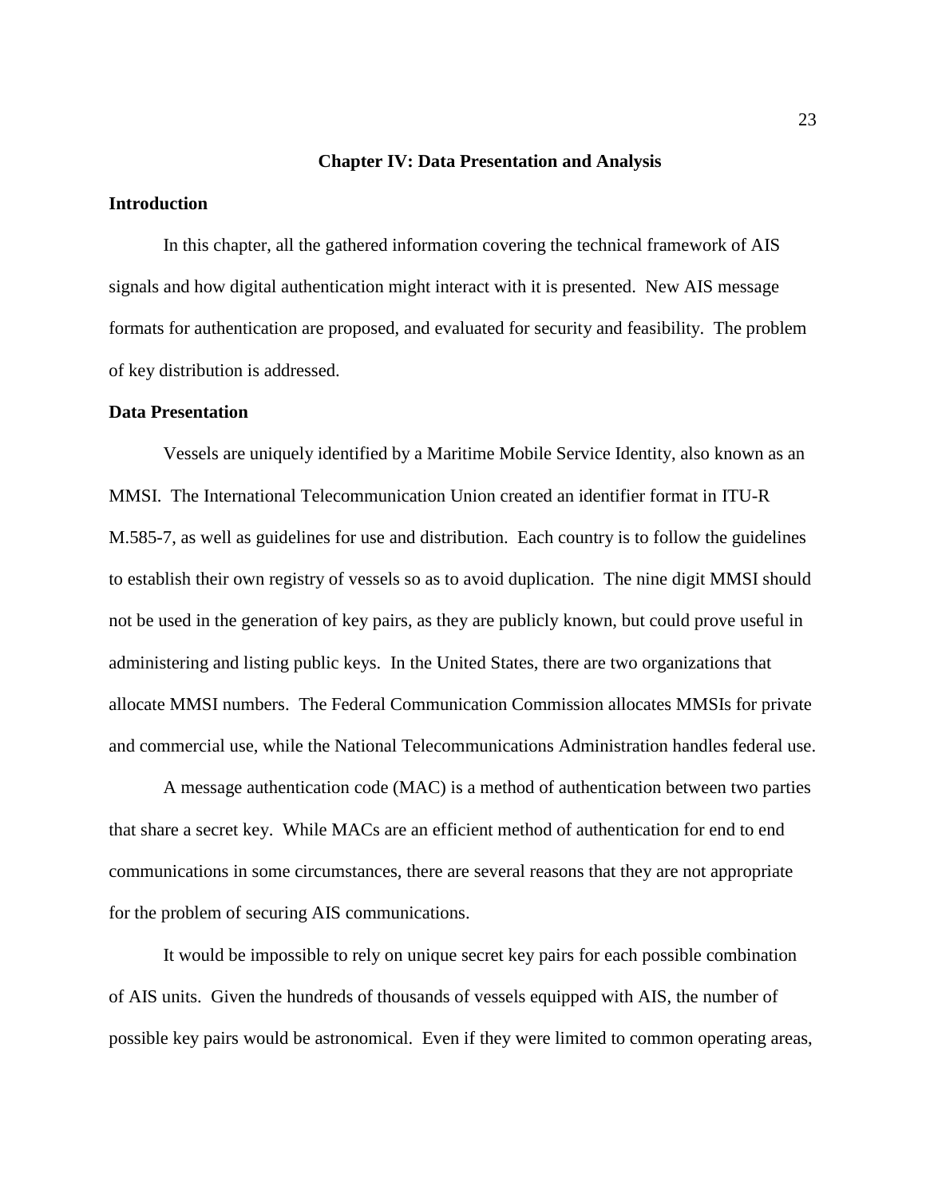# Chapter IV: Data Presentation and Analysis

## Introduction

In this chapter, all the gathered information covering the technical framework of AIS signals and how digital authentication might interact with it is presented. New AIS message formats for authentication are proposed, and evaluated for security and feasibility. The problem of key distribution is addressed.

## Data Presentation

Vessels are uniquely identified by a Maritime Mobile Service Identity, also known as an MMSI. The International Telecommunication Union created an identifier format in ITU-R M.585-7, as well as guidelines for use and distribution. Each country is to follow the guidelines to establish their own registry of vessels so as to avoid duplication. The nine digit MMSI should not be used in the generation of key pairs, as they are publicly known, but could prove useful in administering and listing public keys. In the United States, there are two organizations that allocate MMSI numbers. The Federal Communication Commission allocates MMSIs for private and commercial use, while the National Telecommunications Administration handles federal use.

A message authentication code (MAC) is a method of authentication between two parties that share a secret key. While MACs are an efficient method of authentication for end to end communications in some circumstances, there are several reasons that they are not appropriate for the problem of securing AIS communications.

It would be impossible to rely on unique secret key pairs for each possible combination of AIS units. Given the hundreds of thousands of vessels equipped with AIS, the number of possible key pairs would be astronomical. Even if they were limited to common operating areas,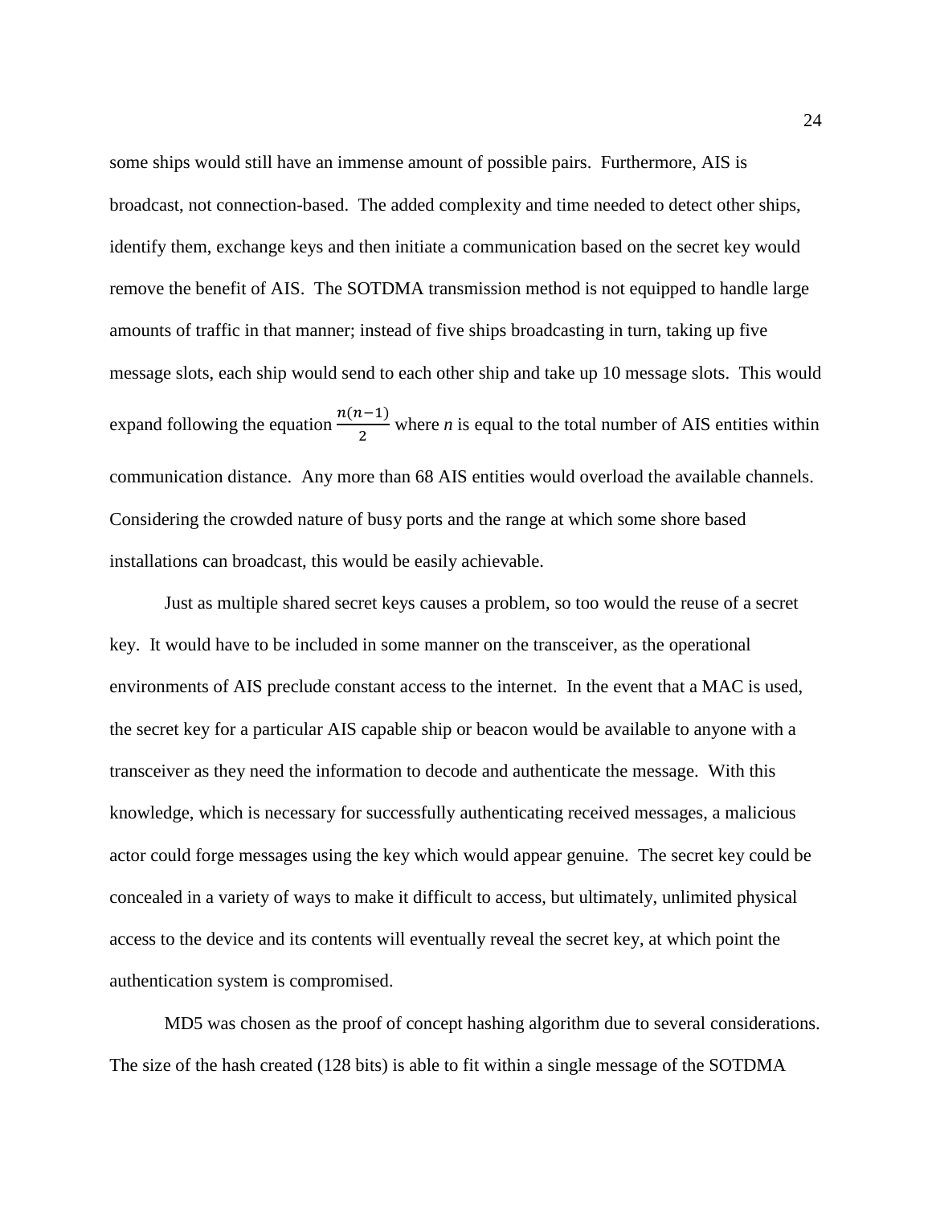some ships would still have an immense amount of possible pairs. Furthermore, AIS is broadcast, not connection-based. The added complexity and time needed to detect other ships, identify them, exchange keys and then initiate a communication based on the secret key would remove the benefit of AIS. The SOTDMA transmission method is not equipped to handle large amounts of traffic in that manner; instead of five ships broadcasting in turn, taking up five message slots, each ship would send to each other ship and take up 10 message slots. This would expand following the equation $\frac{n(n-1)}{2}$ where *n* is equal to the total number of AIS entities within communication distance. Any more than 68 AIS entities would overload the available channels. Considering the crowded nature of busy ports and the range at which some shore based installations can broadcast, this would be easily achievable.

Just as multiple shared secret keys causes a problem, so too would the reuse of a secret key. It would have to be included in some manner on the transceiver, as the operational environments of AIS preclude constant access to the internet. In the event that a MAC is used, the secret key for a particular AIS capable ship or beacon would be available to anyone with a transceiver as they need the information to decode and authenticate the message. With this knowledge, which is necessary for successfully authenticating received messages, a malicious actor could forge messages using the key which would appear genuine. The secret key could be concealed in a variety of ways to make it difficult to access, but ultimately, unlimited physical access to the device and its contents will eventually reveal the secret key, at which point the authentication system is compromised.

MD5 was chosen as the proof of concept hashing algorithm due to several considerations. The size of the hash created (128 bits) is able to fit within a single message of the SOTDMA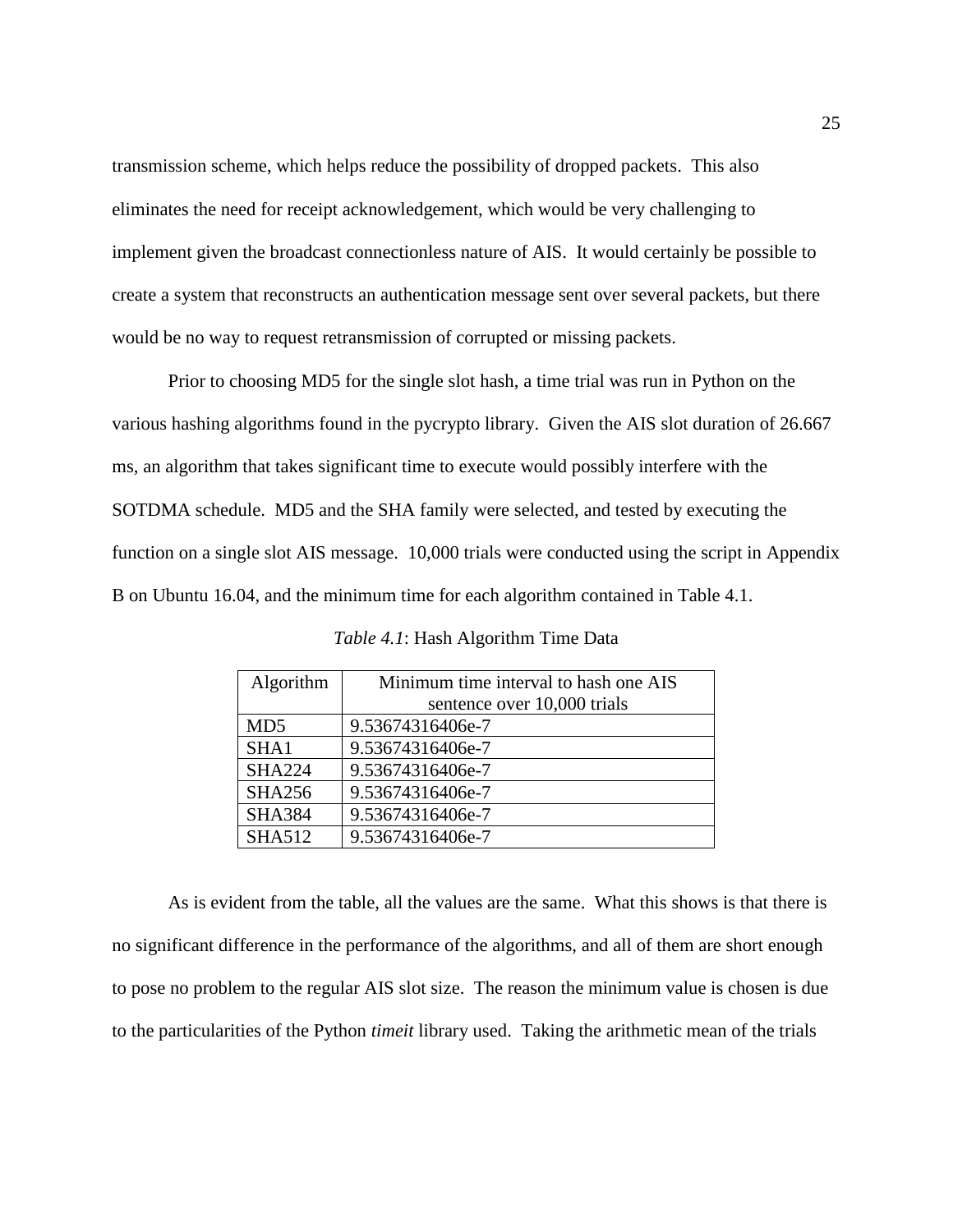transmission scheme, which helps reduce the possibility of dropped packets. This also eliminates the need for receipt acknowledgement, which would be very challenging to implement given the broadcast connectionless nature of AIS. It would certainly be possible to create a system that reconstructs an authentication message sent over several packets, but there would be no way to request retransmission of corrupted or missing packets.

Prior to choosing MD5 for the single slot hash, a time trial was run in Python on the various hashing algorithms found in the pycrypto library. Given the AIS slot duration of 26.667 ms, an algorithm that takes significant time to execute would possibly interfere with the SOTDMA schedule. MD5 and the SHA family were selected, and tested by executing the function on a single slot AIS message. 10,000 trials were conducted using the script in Appendix B on Ubuntu 16.04, and the minimum time for each algorithm contained in Table 4.1.

*Table 4.1*: Hash Algorithm Time Data

| Algorithm | Minimum time interval to hash one AIS sentence over 10,000 trials |
|---|---|
| MD5 | 9.53674316406e-7 |
| SHA1 | 9.53674316406e-7 |
| SHA224 | 9.53674316406e-7 |
| SHA256 | 9.53674316406e-7 |
| SHA384 | 9.53674316406e-7 |
| SHA512 | 9.53674316406e-7 |

As is evident from the table, all the values are the same. What this shows is that there is no significant difference in the performance of the algorithms, and all of them are short enough to pose no problem to the regular AIS slot size. The reason the minimum value is chosen is due to the particularities of the Python *timeit* library used. Taking the arithmetic mean of the trials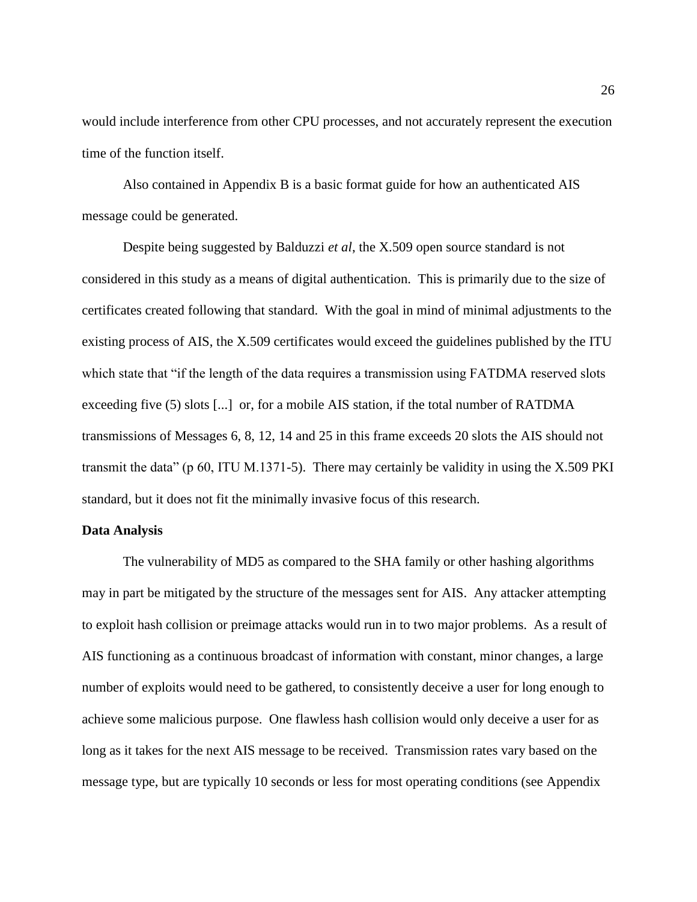would include interference from other CPU processes, and not accurately represent the execution time of the function itself.

Also contained in Appendix B is a basic format guide for how an authenticated AIS message could be generated.

Despite being suggested by Balduzzi *et al*, the X.509 open source standard is not considered in this study as a means of digital authentication. This is primarily due to the size of certificates created following that standard. With the goal in mind of minimal adjustments to the existing process of AIS, the X.509 certificates would exceed the guidelines published by the ITU which state that "if the length of the data requires a transmission using FATDMA reserved slots exceeding five (5) slots [...] or, for a mobile AIS station, if the total number of RATDMA transmissions of Messages 6, 8, 12, 14 and 25 in this frame exceeds 20 slots the AIS should not transmit the data" (p 60, ITU M.1371-5). There may certainly be validity in using the X.509 PKI standard, but it does not fit the minimally invasive focus of this research.

**Data Analysis**

The vulnerability of MD5 as compared to the SHA family or other hashing algorithms may in part be mitigated by the structure of the messages sent for AIS. Any attacker attempting to exploit hash collision or preimage attacks would run in to two major problems. As a result of AIS functioning as a continuous broadcast of information with constant, minor changes, a large number of exploits would need to be gathered, to consistently deceive a user for long enough to achieve some malicious purpose. One flawless hash collision would only deceive a user for as long as it takes for the next AIS message to be received. Transmission rates vary based on the message type, but are typically 10 seconds or less for most operating conditions (see Appendix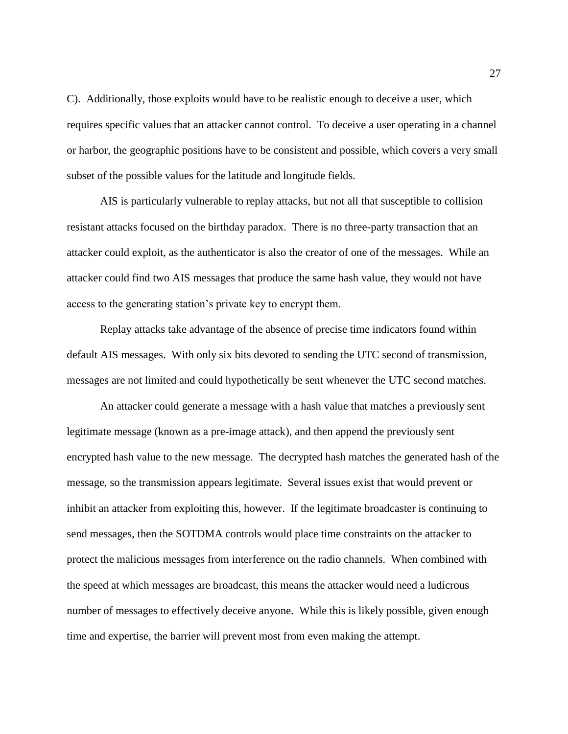C). Additionally, those exploits would have to be realistic enough to deceive a user, which requires specific values that an attacker cannot control. To deceive a user operating in a channel or harbor, the geographic positions have to be consistent and possible, which covers a very small subset of the possible values for the latitude and longitude fields.

AIS is particularly vulnerable to replay attacks, but not all that susceptible to collision resistant attacks focused on the birthday paradox. There is no three-party transaction that an attacker could exploit, as the authenticator is also the creator of one of the messages. While an attacker could find two AIS messages that produce the same hash value, they would not have access to the generating station's private key to encrypt them.

Replay attacks take advantage of the absence of precise time indicators found within default AIS messages. With only six bits devoted to sending the UTC second of transmission, messages are not limited and could hypothetically be sent whenever the UTC second matches.

An attacker could generate a message with a hash value that matches a previously sent legitimate message (known as a pre-image attack), and then append the previously sent encrypted hash value to the new message. The decrypted hash matches the generated hash of the message, so the transmission appears legitimate. Several issues exist that would prevent or inhibit an attacker from exploiting this, however. If the legitimate broadcaster is continuing to send messages, then the SOTDMA controls would place time constraints on the attacker to protect the malicious messages from interference on the radio channels. When combined with the speed at which messages are broadcast, this means the attacker would need a ludicrous number of messages to effectively deceive anyone. While this is likely possible, given enough time and expertise, the barrier will prevent most from even making the attempt.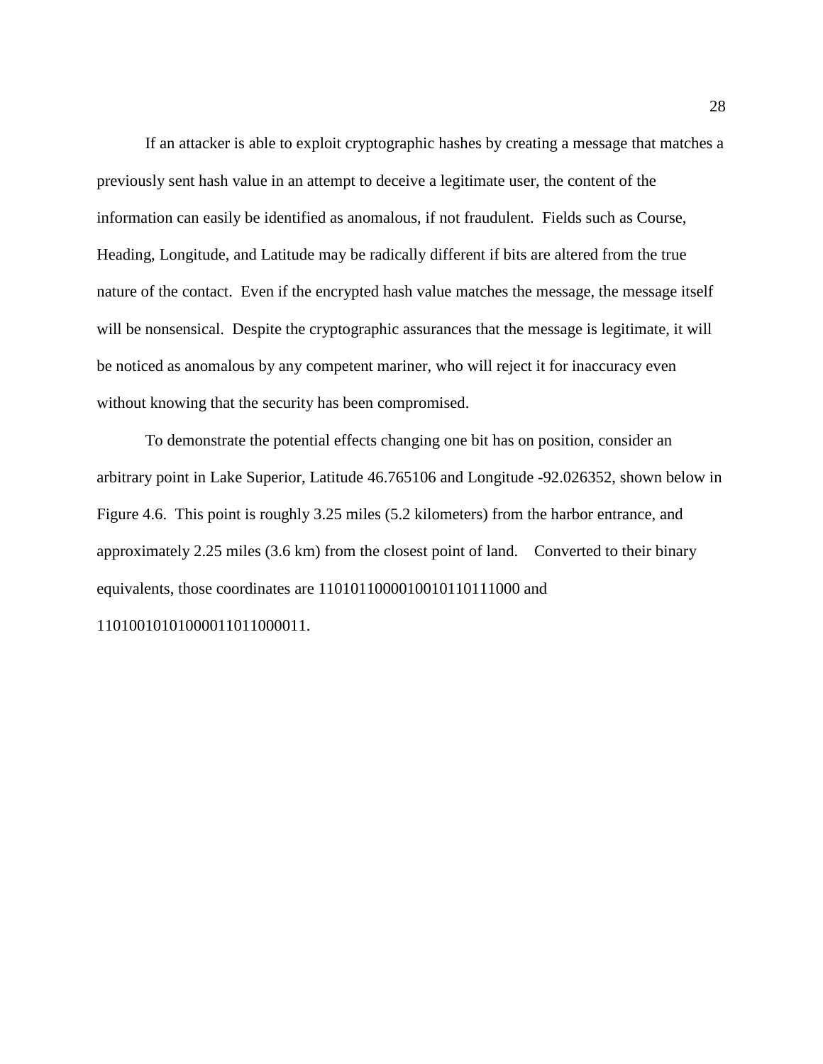If an attacker is able to exploit cryptographic hashes by creating a message that matches a previously sent hash value in an attempt to deceive a legitimate user, the content of the information can easily be identified as anomalous, if not fraudulent. Fields such as Course, Heading, Longitude, and Latitude may be radically different if bits are altered from the true nature of the contact. Even if the encrypted hash value matches the message, the message itself will be nonsensical. Despite the cryptographic assurances that the message is legitimate, it will be noticed as anomalous by any competent mariner, who will reject it for inaccuracy even without knowing that the security has been compromised.

To demonstrate the potential effects changing one bit has on position, consider an arbitrary point in Lake Superior, Latitude 46.765106 and Longitude -92.026352, shown below in Figure 4.6. This point is roughly 3.25 miles (5.2 kilometers) from the harbor entrance, and approximately 2.25 miles (3.6 km) from the closest point of land. Converted to their binary equivalents, those coordinates are 1101011000010010110111000 and 1101001010100001101100001​1.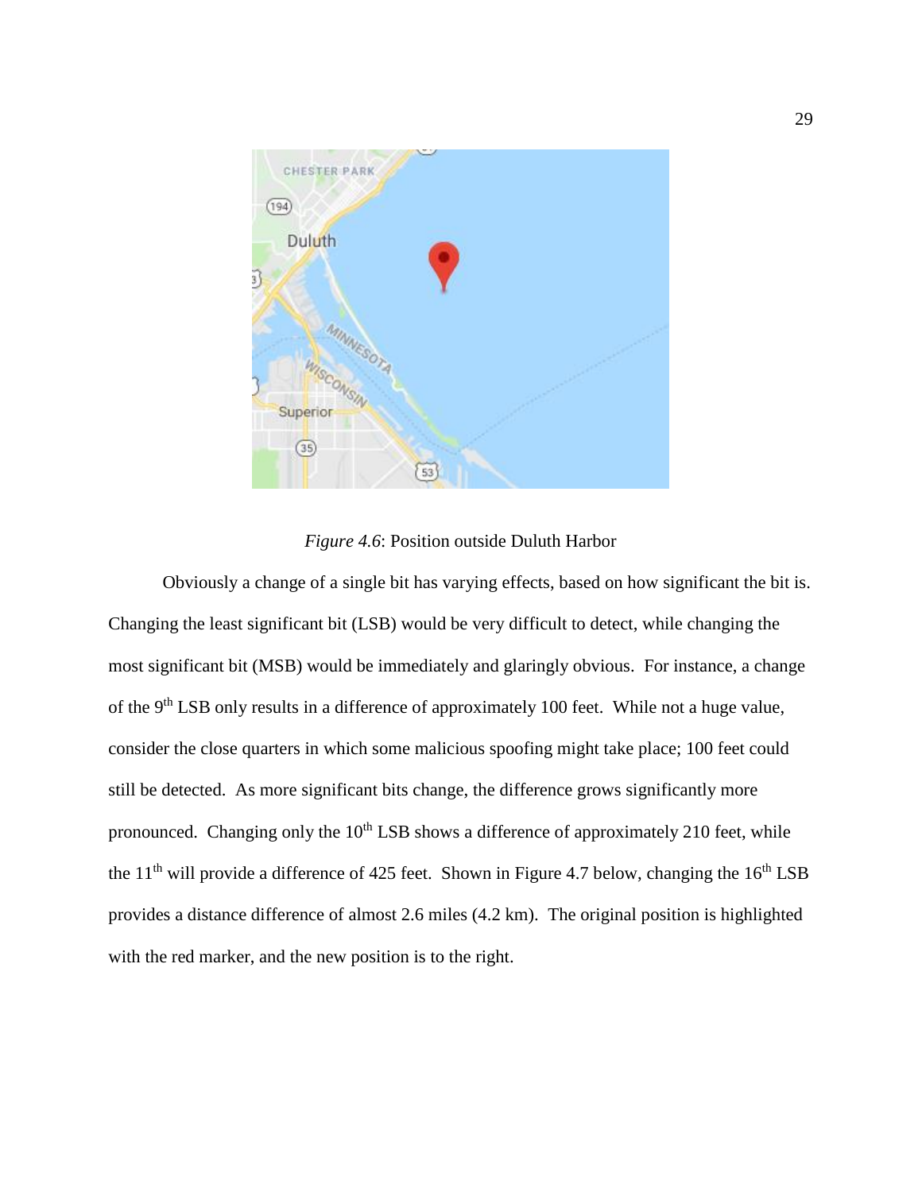*Figure 4.6*: Position outside Duluth Harbor

Obviously a change of a single bit has varying effects, based on how significant the bit is. Changing the least significant bit (LSB) would be very difficult to detect, while changing the most significant bit (MSB) would be immediately and glaringly obvious. For instance, a change of the 9th LSB only results in a difference of approximately 100 feet. While not a huge value, consider the close quarters in which some malicious spoofing might take place; 100 feet could still be detected. As more significant bits change, the difference grows significantly more pronounced. Changing only the 10th LSB shows a difference of approximately 210 feet, while the 11th will provide a difference of 425 feet. Shown in Figure 4.7 below, changing the 16th LSB provides a distance difference of almost 2.6 miles (4.2 km). The original position is highlighted with the red marker, and the new position is to the right.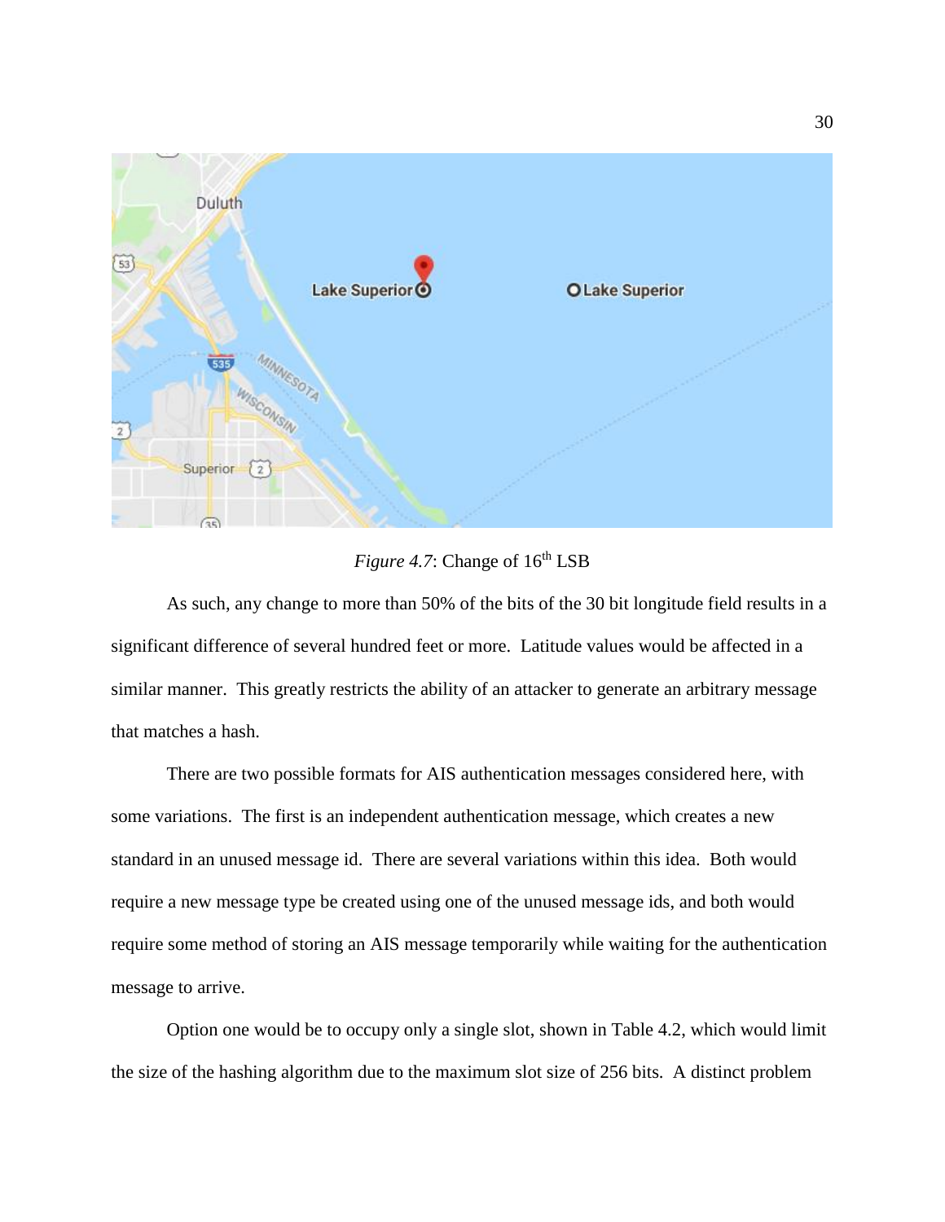*Figure 4.7*: Change of 16th LSB

As such, any change to more than 50% of the bits of the 30 bit longitude field results in a significant difference of several hundred feet or more. Latitude values would be affected in a similar manner. This greatly restricts the ability of an attacker to generate an arbitrary message that matches a hash.

There are two possible formats for AIS authentication messages considered here, with some variations. The first is an independent authentication message, which creates a new standard in an unused message id. There are several variations within this idea. Both would require a new message type be created using one of the unused message ids, and both would require some method of storing an AIS message temporarily while waiting for the authentication message to arrive.

Option one would be to occupy only a single slot, shown in Table 4.2, which would limit the size of the hashing algorithm due to the maximum slot size of 256 bits. A distinct problem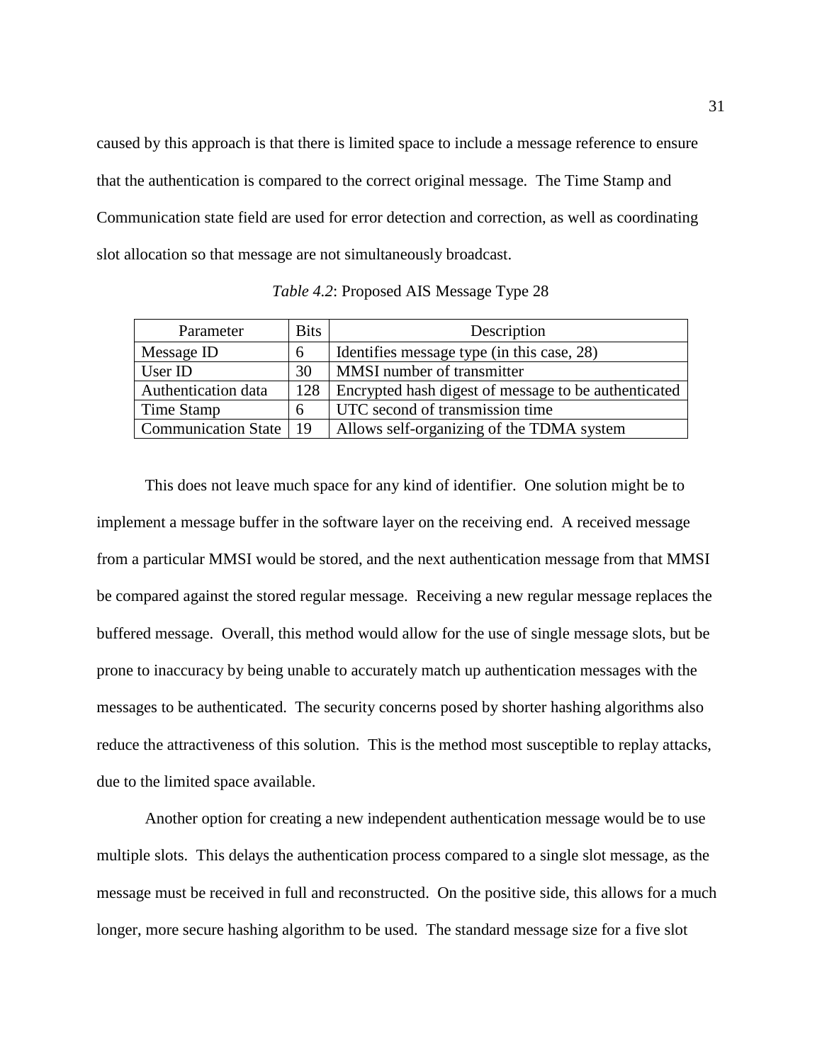caused by this approach is that there is limited space to include a message reference to ensure that the authentication is compared to the correct original message. The Time Stamp and Communication state field are used for error detection and correction, as well as coordinating slot allocation so that message are not simultaneously broadcast.

*Table 4.2*: Proposed AIS Message Type 28

| Parameter | Bits | Description |
|---|---|---|
| Message ID | 6 | Identifies message type (in this case, 28) |
| User ID | 30 | MMSI number of transmitter |
| Authentication data | 128 | Encrypted hash digest of message to be authenticated |
| Time Stamp | 6 | UTC second of transmission time |
| Communication State | 19 | Allows self-organizing of the TDMA system |

This does not leave much space for any kind of identifier. One solution might be to implement a message buffer in the software layer on the receiving end. A received message from a particular MMSI would be stored, and the next authentication message from that MMSI be compared against the stored regular message. Receiving a new regular message replaces the buffered message. Overall, this method would allow for the use of single message slots, but be prone to inaccuracy by being unable to accurately match up authentication messages with the messages to be authenticated. The security concerns posed by shorter hashing algorithms also reduce the attractiveness of this solution. This is the method most susceptible to replay attacks, due to the limited space available.

Another option for creating a new independent authentication message would be to use multiple slots. This delays the authentication process compared to a single slot message, as the message must be received in full and reconstructed. On the positive side, this allows for a much longer, more secure hashing algorithm to be used. The standard message size for a five slot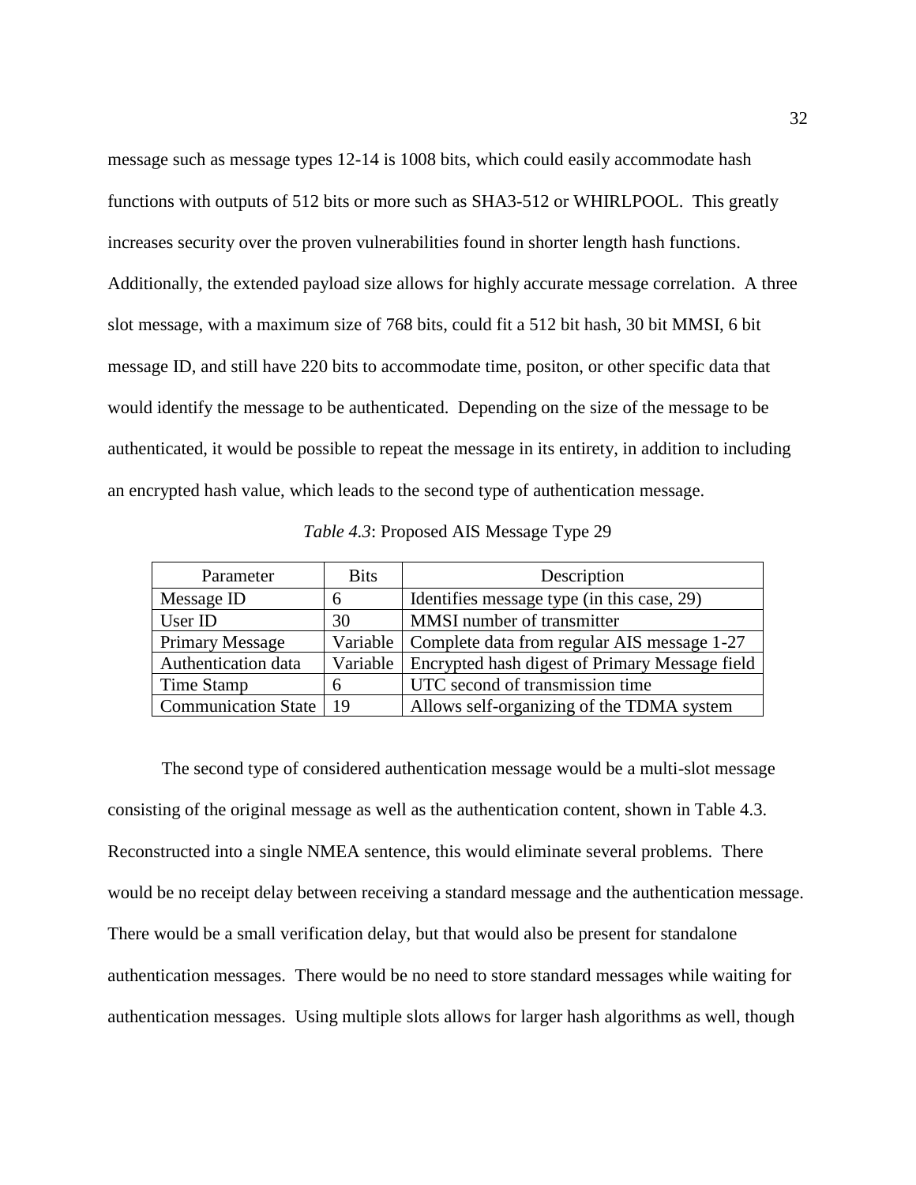message such as message types 12-14 is 1008 bits, which could easily accommodate hash functions with outputs of 512 bits or more such as SHA3-512 or WHIRLPOOL. This greatly increases security over the proven vulnerabilities found in shorter length hash functions. Additionally, the extended payload size allows for highly accurate message correlation. A three slot message, with a maximum size of 768 bits, could fit a 512 bit hash, 30 bit MMSI, 6 bit message ID, and still have 220 bits to accommodate time, positon, or other specific data that would identify the message to be authenticated. Depending on the size of the message to be authenticated, it would be possible to repeat the message in its entirety, in addition to including an encrypted hash value, which leads to the second type of authentication message.

*Table 4.3*: Proposed AIS Message Type 29

| Parameter | Bits | Description |
|---|---|---|
| Message ID | 6 | Identifies message type (in this case, 29) |
| User ID | 30 | MMSI number of transmitter |
| Primary Message | Variable | Complete data from regular AIS message 1-27 |
| Authentication data | Variable | Encrypted hash digest of Primary Message field |
| Time Stamp | 6 | UTC second of transmission time |
| Communication State | 19 | Allows self-organizing of the TDMA system |

The second type of considered authentication message would be a multi-slot message consisting of the original message as well as the authentication content, shown in Table 4.3. Reconstructed into a single NMEA sentence, this would eliminate several problems. There would be no receipt delay between receiving a standard message and the authentication message. There would be a small verification delay, but that would also be present for standalone authentication messages. There would be no need to store standard messages while waiting for authentication messages. Using multiple slots allows for larger hash algorithms as well, though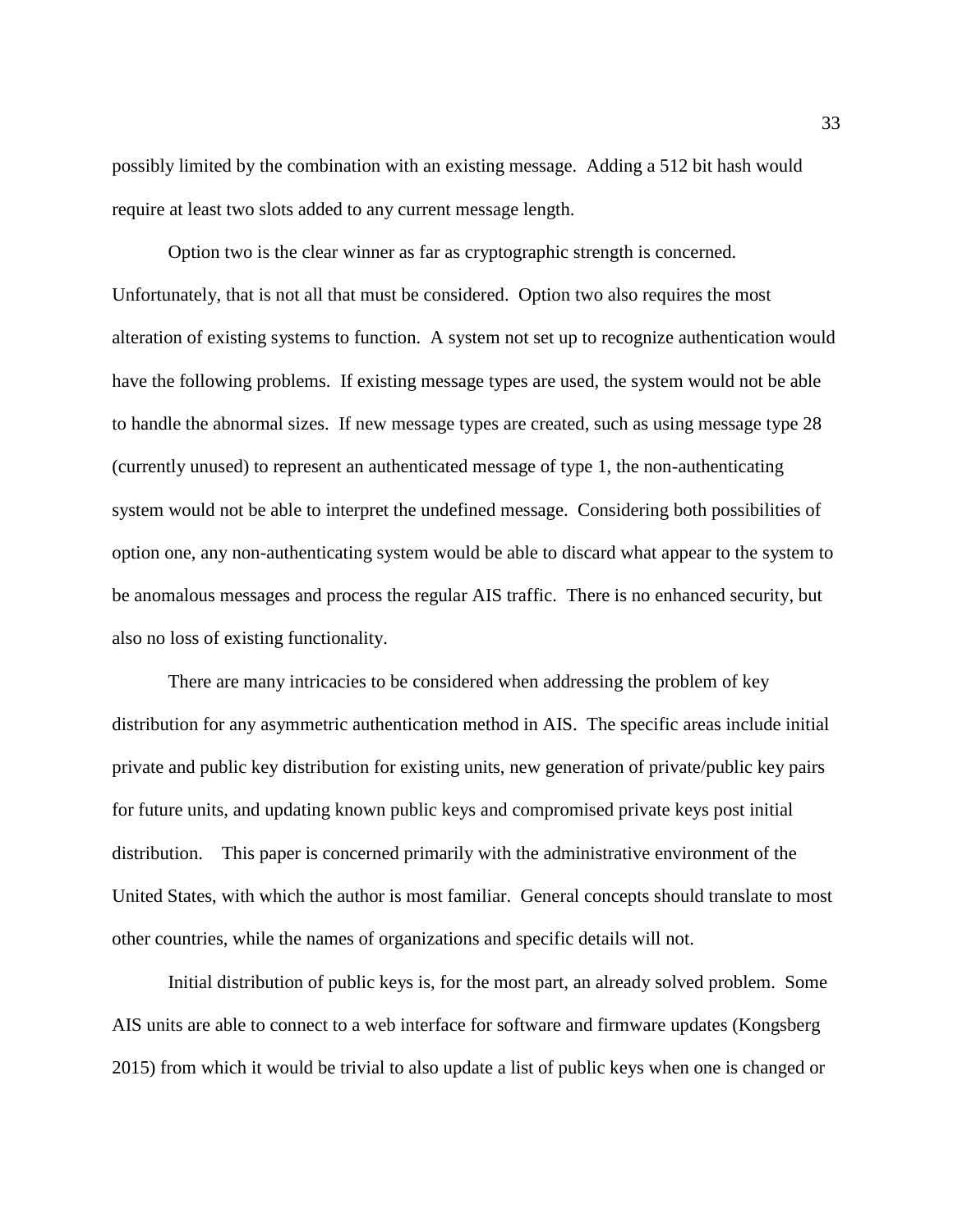possibly limited by the combination with an existing message. Adding a 512 bit hash would require at least two slots added to any current message length.

Option two is the clear winner as far as cryptographic strength is concerned. Unfortunately, that is not all that must be considered. Option two also requires the most alteration of existing systems to function. A system not set up to recognize authentication would have the following problems. If existing message types are used, the system would not be able to handle the abnormal sizes. If new message types are created, such as using message type 28 (currently unused) to represent an authenticated message of type 1, the non-authenticating system would not be able to interpret the undefined message. Considering both possibilities of option one, any non-authenticating system would be able to discard what appear to the system to be anomalous messages and process the regular AIS traffic. There is no enhanced security, but also no loss of existing functionality.

There are many intricacies to be considered when addressing the problem of key distribution for any asymmetric authentication method in AIS. The specific areas include initial private and public key distribution for existing units, new generation of private/public key pairs for future units, and updating known public keys and compromised private keys post initial distribution. This paper is concerned primarily with the administrative environment of the United States, with which the author is most familiar. General concepts should translate to most other countries, while the names of organizations and specific details will not.

Initial distribution of public keys is, for the most part, an already solved problem. Some AIS units are able to connect to a web interface for software and firmware updates (Kongsberg 2015) from which it would be trivial to also update a list of public keys when one is changed or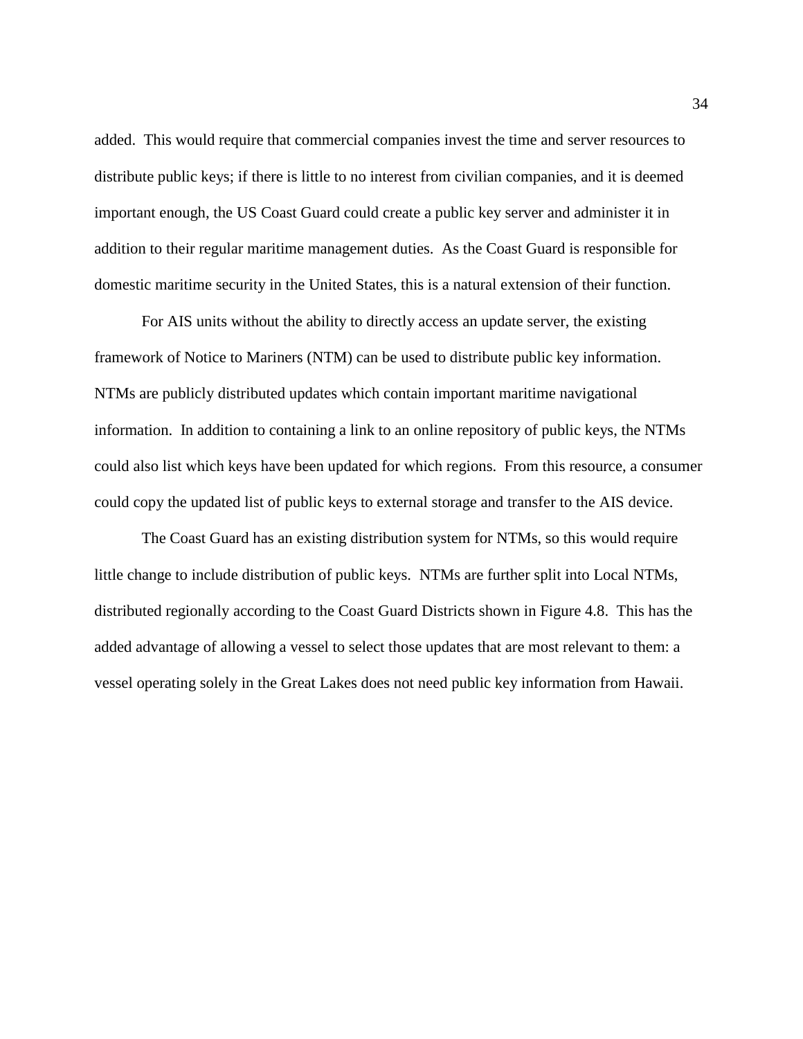added. This would require that commercial companies invest the time and server resources to distribute public keys; if there is little to no interest from civilian companies, and it is deemed important enough, the US Coast Guard could create a public key server and administer it in addition to their regular maritime management duties. As the Coast Guard is responsible for domestic maritime security in the United States, this is a natural extension of their function.

For AIS units without the ability to directly access an update server, the existing framework of Notice to Mariners (NTM) can be used to distribute public key information. NTMs are publicly distributed updates which contain important maritime navigational information. In addition to containing a link to an online repository of public keys, the NTMs could also list which keys have been updated for which regions. From this resource, a consumer could copy the updated list of public keys to external storage and transfer to the AIS device.

The Coast Guard has an existing distribution system for NTMs, so this would require little change to include distribution of public keys. NTMs are further split into Local NTMs, distributed regionally according to the Coast Guard Districts shown in Figure 4.8. This has the added advantage of allowing a vessel to select those updates that are most relevant to them: a vessel operating solely in the Great Lakes does not need public key information from Hawaii.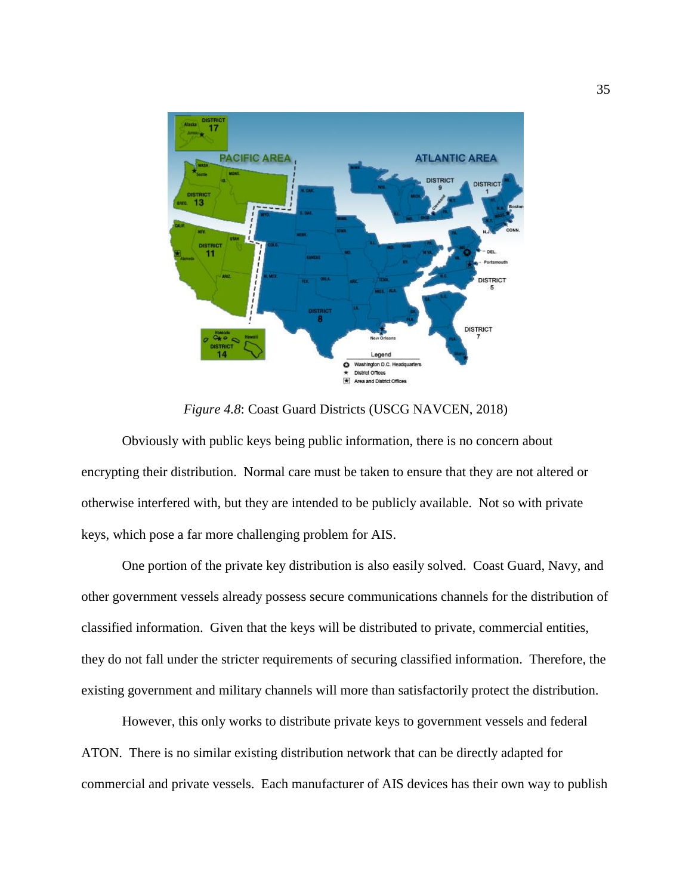*Figure 4.8*: Coast Guard Districts (USCG NAVCEN, 2018)

Obviously with public keys being public information, there is no concern about encrypting their distribution. Normal care must be taken to ensure that they are not altered or otherwise interfered with, but they are intended to be publicly available. Not so with private keys, which pose a far more challenging problem for AIS.

One portion of the private key distribution is also easily solved. Coast Guard, Navy, and other government vessels already possess secure communications channels for the distribution of classified information. Given that the keys will be distributed to private, commercial entities, they do not fall under the stricter requirements of securing classified information. Therefore, the existing government and military channels will more than satisfactorily protect the distribution.

However, this only works to distribute private keys to government vessels and federal ATON. There is no similar existing distribution network that can be directly adapted for commercial and private vessels. Each manufacturer of AIS devices has their own way to publish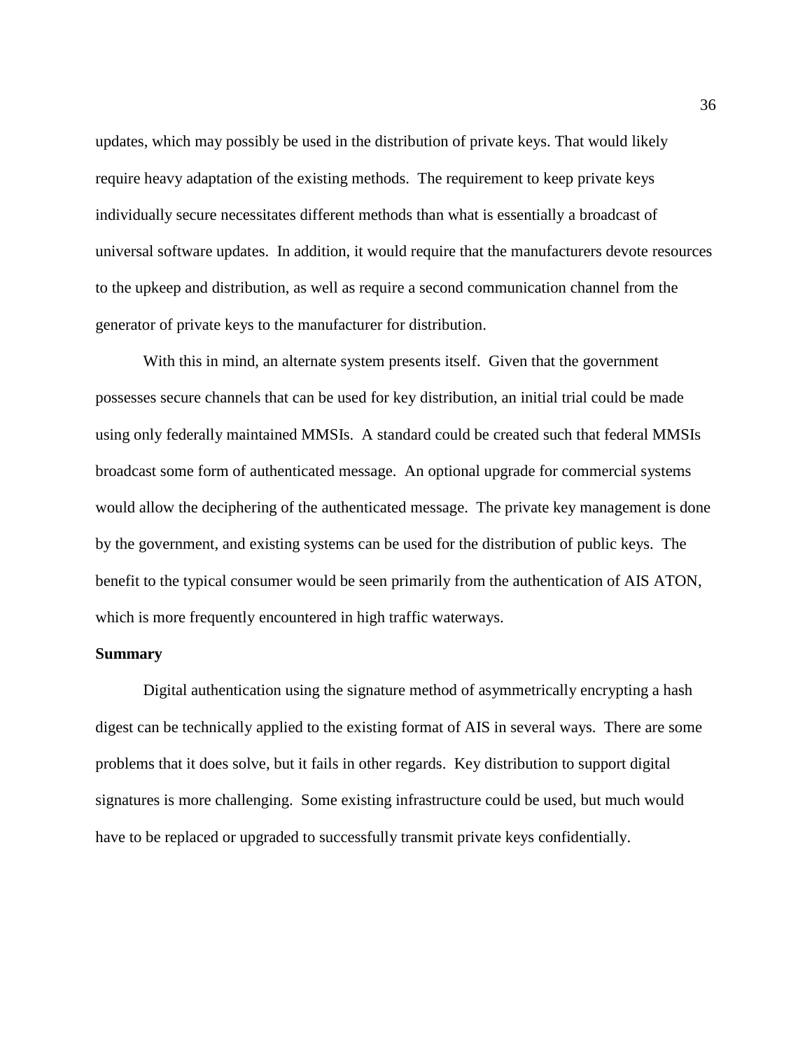updates, which may possibly be used in the distribution of private keys. That would likely require heavy adaptation of the existing methods. The requirement to keep private keys individually secure necessitates different methods than what is essentially a broadcast of universal software updates. In addition, it would require that the manufacturers devote resources to the upkeep and distribution, as well as require a second communication channel from the generator of private keys to the manufacturer for distribution.

With this in mind, an alternate system presents itself. Given that the government possesses secure channels that can be used for key distribution, an initial trial could be made using only federally maintained MMSIs. A standard could be created such that federal MMSIs broadcast some form of authenticated message. An optional upgrade for commercial systems would allow the deciphering of the authenticated message. The private key management is done by the government, and existing systems can be used for the distribution of public keys. The benefit to the typical consumer would be seen primarily from the authentication of AIS ATON, which is more frequently encountered in high traffic waterways.

**Summary**

Digital authentication using the signature method of asymmetrically encrypting a hash digest can be technically applied to the existing format of AIS in several ways. There are some problems that it does solve, but it fails in other regards. Key distribution to support digital signatures is more challenging. Some existing infrastructure could be used, but much would have to be replaced or upgraded to successfully transmit private keys confidentially.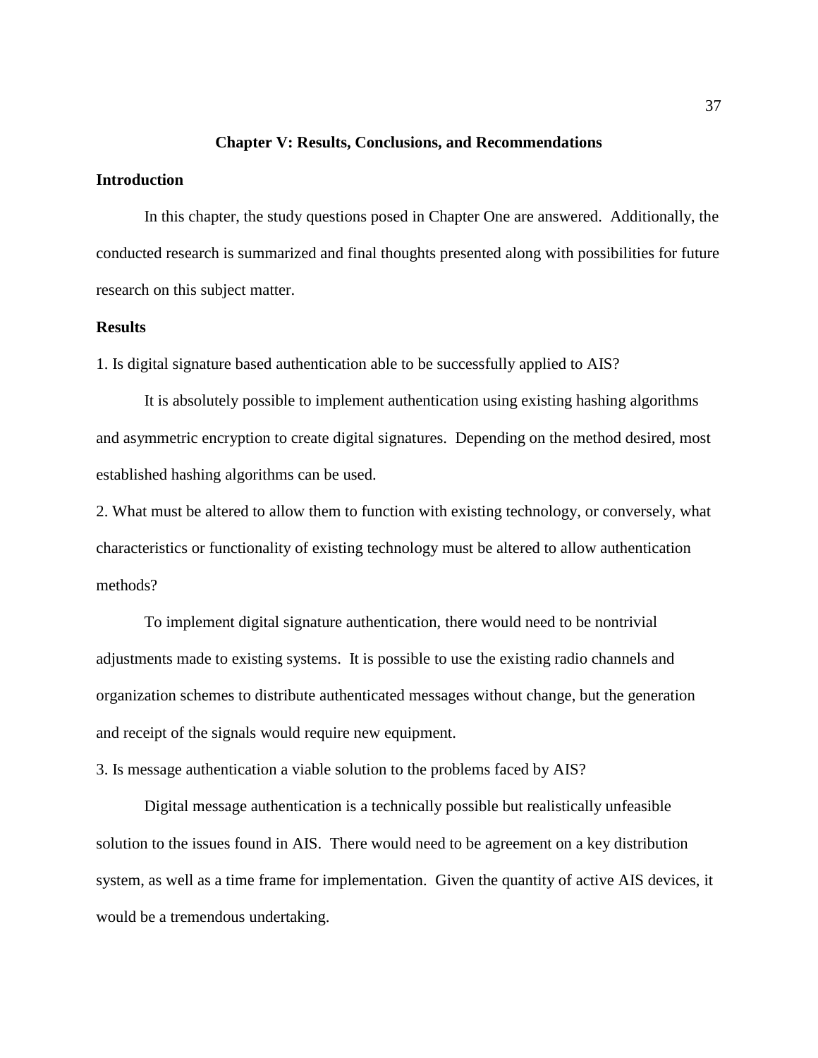## Chapter V: Results, Conclusions, and Recommendations

### Introduction

In this chapter, the study questions posed in Chapter One are answered. Additionally, the conducted research is summarized and final thoughts presented along with possibilities for future research on this subject matter.

### Results

1. Is digital signature based authentication able to be successfully applied to AIS?

It is absolutely possible to implement authentication using existing hashing algorithms and asymmetric encryption to create digital signatures. Depending on the method desired, most established hashing algorithms can be used.

2. What must be altered to allow them to function with existing technology, or conversely, what characteristics or functionality of existing technology must be altered to allow authentication methods?

To implement digital signature authentication, there would need to be nontrivial adjustments made to existing systems. It is possible to use the existing radio channels and organization schemes to distribute authenticated messages without change, but the generation and receipt of the signals would require new equipment.

3. Is message authentication a viable solution to the problems faced by AIS?

Digital message authentication is a technically possible but realistically unfeasible solution to the issues found in AIS. There would need to be agreement on a key distribution system, as well as a time frame for implementation. Given the quantity of active AIS devices, it would be a tremendous undertaking.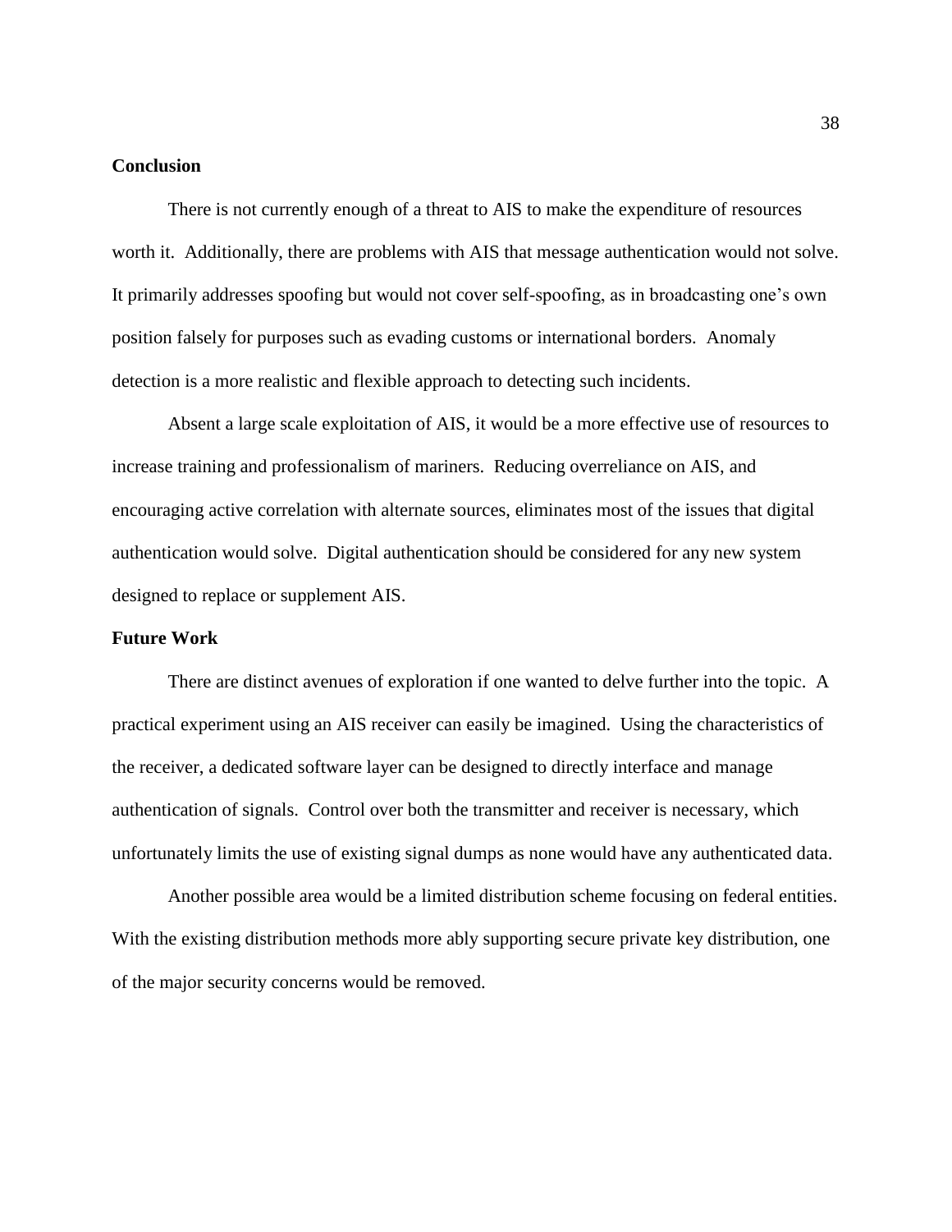## Conclusion

There is not currently enough of a threat to AIS to make the expenditure of resources worth it. Additionally, there are problems with AIS that message authentication would not solve. It primarily addresses spoofing but would not cover self-spoofing, as in broadcasting one's own position falsely for purposes such as evading customs or international borders. Anomaly detection is a more realistic and flexible approach to detecting such incidents.

Absent a large scale exploitation of AIS, it would be a more effective use of resources to increase training and professionalism of mariners. Reducing overreliance on AIS, and encouraging active correlation with alternate sources, eliminates most of the issues that digital authentication would solve. Digital authentication should be considered for any new system designed to replace or supplement AIS.

## Future Work

There are distinct avenues of exploration if one wanted to delve further into the topic. A practical experiment using an AIS receiver can easily be imagined. Using the characteristics of the receiver, a dedicated software layer can be designed to directly interface and manage authentication of signals. Control over both the transmitter and receiver is necessary, which unfortunately limits the use of existing signal dumps as none would have any authenticated data.

Another possible area would be a limited distribution scheme focusing on federal entities. With the existing distribution methods more ably supporting secure private key distribution, one of the major security concerns would be removed.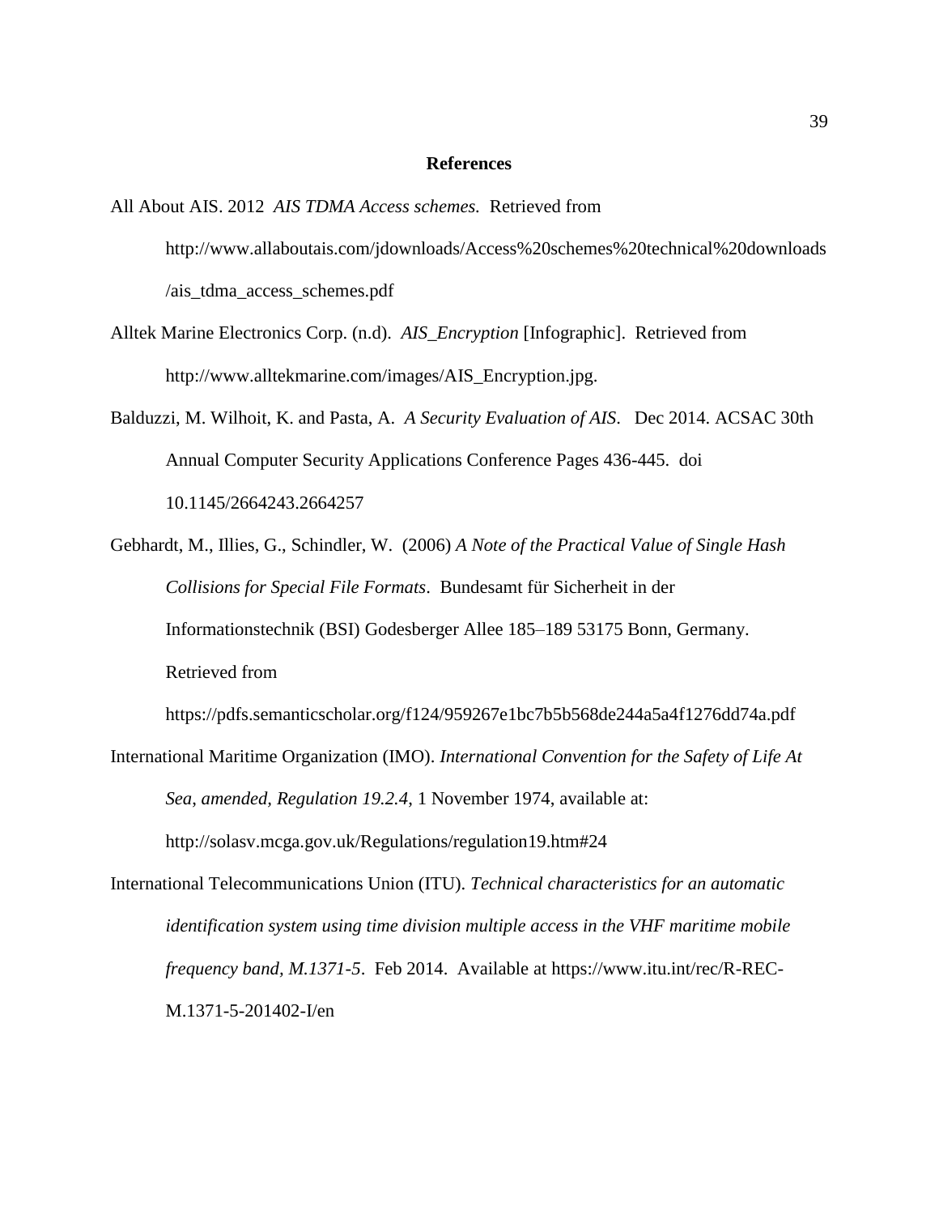# References

All About AIS. 2012 *AIS TDMA Access schemes.* Retrieved from http://www.allaboutais.com/jdownloads/Access%20schemes%20technical%20downloads/ais_tdma_access_schemes.pdf

Alltek Marine Electronics Corp. (n.d). *AIS_Encryption* [Infographic]. Retrieved from http://www.alltekmarine.com/images/AIS_Encryption.jpg.

Balduzzi, M. Wilhoit, K. and Pasta, A. *A Security Evaluation of AIS*. Dec 2014. ACSAC 30th Annual Computer Security Applications Conference Pages 436-445. doi 10.1145/2664243.2664257

Gebhardt, M., Illies, G., Schindler, W. (2006) *A Note of the Practical Value of Single Hash Collisions for Special File Formats*. Bundesamt für Sicherheit in der Informationstechnik (BSI) Godesberger Allee 185–189 53175 Bonn, Germany. Retrieved from https://pdfs.semanticscholar.org/f124/959267e1bc7b5b568de244a5a4f1276dd74a.pdf

International Maritime Organization (IMO). *International Convention for the Safety of Life At Sea, amended, Regulation 19.2.4*, 1 November 1974, available at: http://solasv.mcga.gov.uk/Regulations/regulation19.htm#24

International Telecommunications Union (ITU). *Technical characteristics for an automatic identification system using time division multiple access in the VHF maritime mobile frequency band, M.1371-5*. Feb 2014. Available at https://www.itu.int/rec/R-REC-M.1371-5-201402-I/en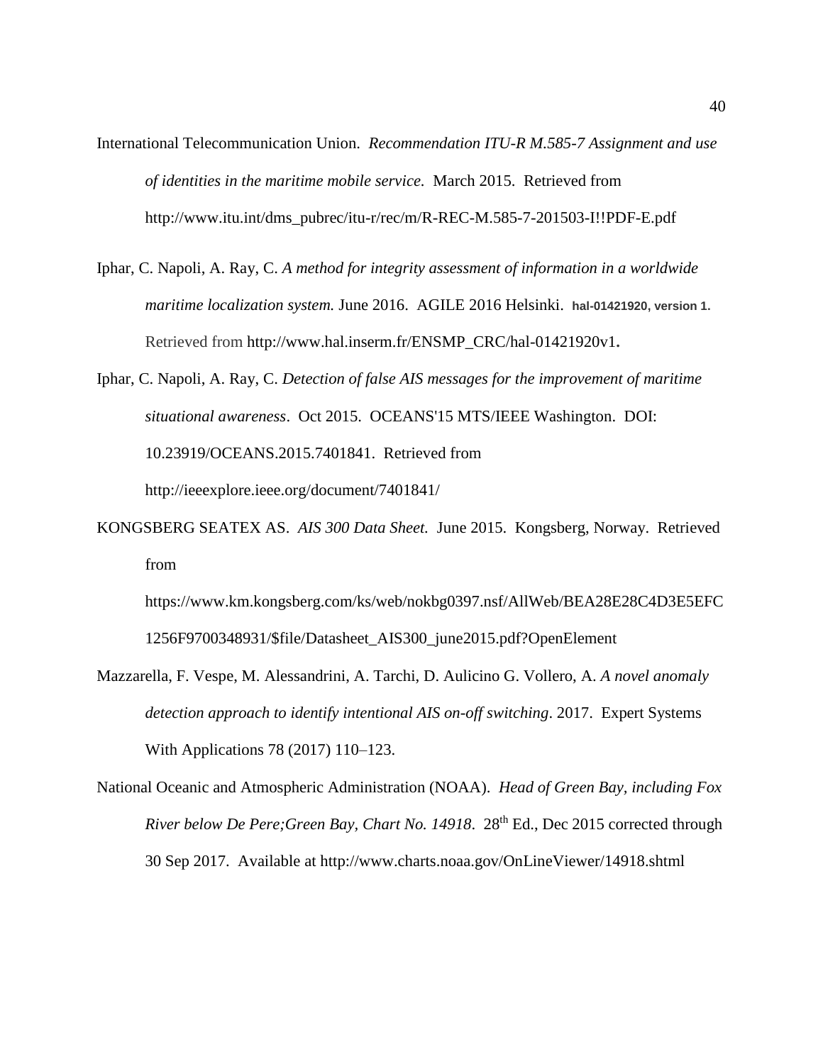International Telecommunication Union. *Recommendation ITU-R M.585-7 Assignment and use of identities in the maritime mobile service.* March 2015. Retrieved from http://www.itu.int/dms_pubrec/itu-r/rec/m/R-REC-M.585-7-201503-I!!PDF-E.pdf

Iphar, C. Napoli, A. Ray, C. *A method for integrity assessment of information in a worldwide maritime localization system.* June 2016. AGILE 2016 Helsinki. **hal-01421920, version 1.** Retrieved from http://www.hal.inserm.fr/ENSMP_CRC/hal-01421920v1.

Iphar, C. Napoli, A. Ray, C. *Detection of false AIS messages for the improvement of maritime situational awareness*. Oct 2015. OCEANS'15 MTS/IEEE Washington. DOI: 10.23919/OCEANS.2015.7401841. Retrieved from http://ieeexplore.ieee.org/document/7401841/

KONGSBERG SEATEX AS. *AIS 300 Data Sheet.* June 2015. Kongsberg, Norway. Retrieved from https://www.km.kongsberg.com/ks/web/nokbg0397.nsf/AllWeb/BEA28E28C4D3E5EFC1256F9700348931/$file/Datasheet_AIS300_june2015.pdf?OpenElement

Mazzarella, F. Vespe, M. Alessandrini, A. Tarchi, D. Aulicino G. Vollero, A. *A novel anomaly detection approach to identify intentional AIS on-off switching*. 2017. Expert Systems With Applications 78 (2017) 110–123.

National Oceanic and Atmospheric Administration (NOAA). *Head of Green Bay, including Fox River below De Pere;Green Bay, Chart No. 14918*. 28th Ed., Dec 2015 corrected through 30 Sep 2017. Available at http://www.charts.noaa.gov/OnLineViewer/14918.shtml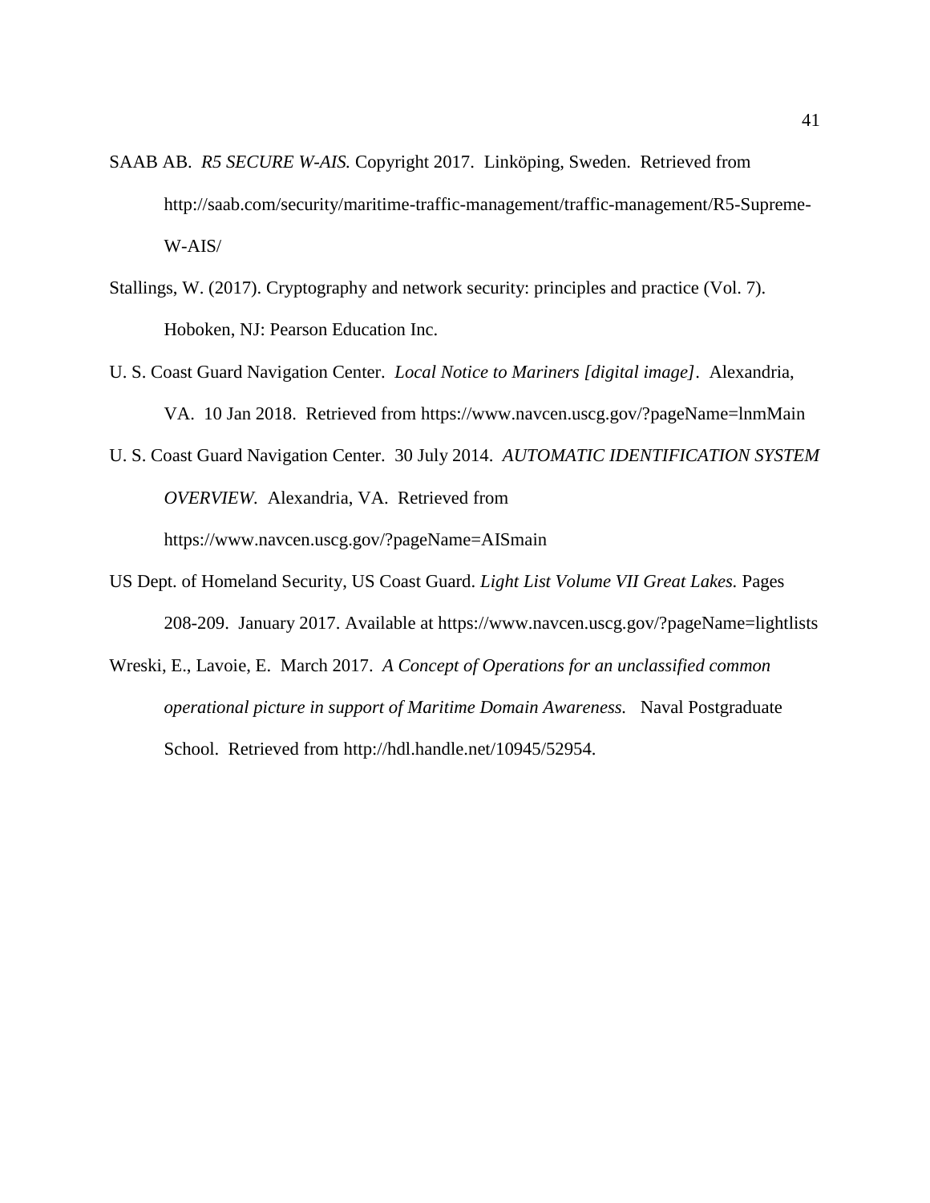SAAB AB. *R5 SECURE W-AIS.* Copyright 2017. Linköping, Sweden. Retrieved from http://saab.com/security/maritime-traffic-management/traffic-management/R5-Supreme-W-AIS/

Stallings, W. (2017). Cryptography and network security: principles and practice (Vol. 7). Hoboken, NJ: Pearson Education Inc.

U. S. Coast Guard Navigation Center. *Local Notice to Mariners [digital image]*. Alexandria, VA. 10 Jan 2018. Retrieved from https://www.navcen.uscg.gov/?pageName=lnmMain

U. S. Coast Guard Navigation Center. 30 July 2014. *AUTOMATIC IDENTIFICATION SYSTEM OVERVIEW.* Alexandria, VA. Retrieved from https://www.navcen.uscg.gov/?pageName=AISmain

US Dept. of Homeland Security, US Coast Guard. *Light List Volume VII Great Lakes.* Pages 208-209. January 2017. Available at https://www.navcen.uscg.gov/?pageName=lightlists

Wreski, E., Lavoie, E. March 2017. *A Concept of Operations for an unclassified common operational picture in support of Maritime Domain Awareness.* Naval Postgraduate School. Retrieved from http://hdl.handle.net/10945/52954.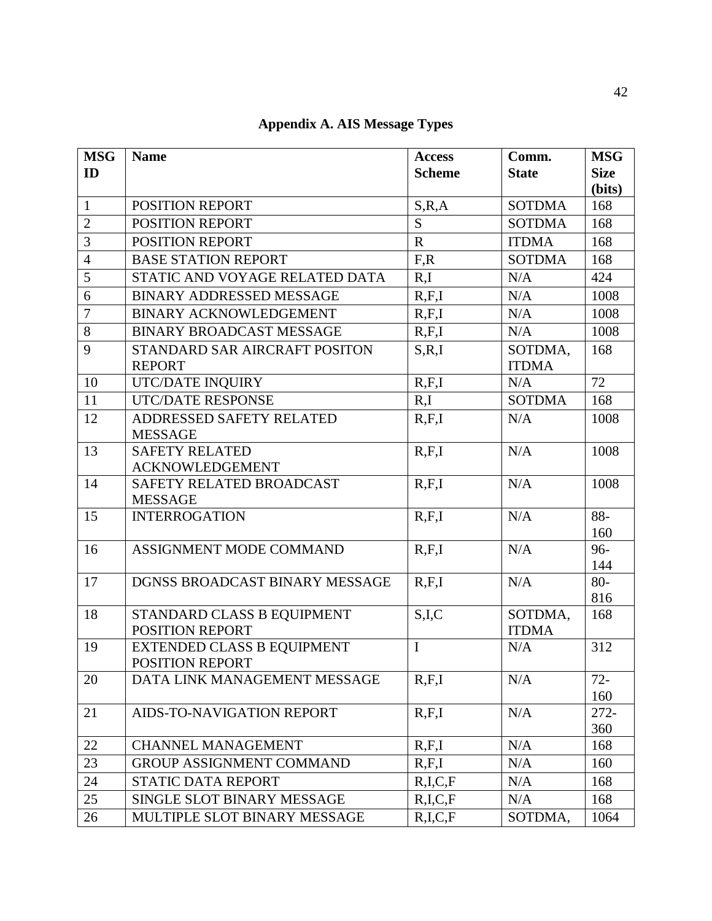# Appendix A. AIS Message Types

| MSG ID | Name | Access Scheme | Comm. State | MSG Size (bits) |
|---|---|---|---|---|
| 1 | POSITION REPORT | S,R,A | SOTDMA | 168 |
| 2 | POSITION REPORT | S | SOTDMA | 168 |
| 3 | POSITION REPORT | R | ITDMA | 168 |
| 4 | BASE STATION REPORT | F,R | SOTDMA | 168 |
| 5 | STATIC AND VOYAGE RELATED DATA | R,I | N/A | 424 |
| 6 | BINARY ADDRESSED MESSAGE | R,F,I | N/A | 1008 |
| 7 | BINARY ACKNOWLEDGEMENT | R,F,I | N/A | 1008 |
| 8 | BINARY BROADCAST MESSAGE | R,F,I | N/A | 1008 |
| 9 | STANDARD SAR AIRCRAFT POSITON REPORT | S,R,I | SOTDMA, ITDMA | 168 |
| 10 | UTC/DATE INQUIRY | R,F,I | N/A | 72 |
| 11 | UTC/DATE RESPONSE | R,I | SOTDMA | 168 |
| 12 | ADDRESSED SAFETY RELATED MESSAGE | R,F,I | N/A | 1008 |
| 13 | SAFETY RELATED ACKNOWLEDGEMENT | R,F,I | N/A | 1008 |
| 14 | SAFETY RELATED BROADCAST MESSAGE | R,F,I | N/A | 1008 |
| 15 | INTERROGATION | R,F,I | N/A | 88-160 |
| 16 | ASSIGNMENT MODE COMMAND | R,F,I | N/A | 96-144 |
| 17 | DGNSS BROADCAST BINARY MESSAGE | R,F,I | N/A | 80-816 |
| 18 | STANDARD CLASS B EQUIPMENT POSITION REPORT | S,I,C | SOTDMA, ITDMA | 168 |
| 19 | EXTENDED CLASS B EQUIPMENT POSITION REPORT | I | N/A | 312 |
| 20 | DATA LINK MANAGEMENT MESSAGE | R,F,I | N/A | 72-160 |
| 21 | AIDS-TO-NAVIGATION REPORT | R,F,I | N/A | 272-360 |
| 22 | CHANNEL MANAGEMENT | R,F,I | N/A | 168 |
| 23 | GROUP ASSIGNMENT COMMAND | R,F,I | N/A | 160 |
| 24 | STATIC DATA REPORT | R,I,C,F | N/A | 168 |
| 25 | SINGLE SLOT BINARY MESSAGE | R,I,C,F | N/A | 168 |
| 26 | MULTIPLE SLOT BINARY MESSAGE | R,I,C,F | SOTDMA, | 1064 |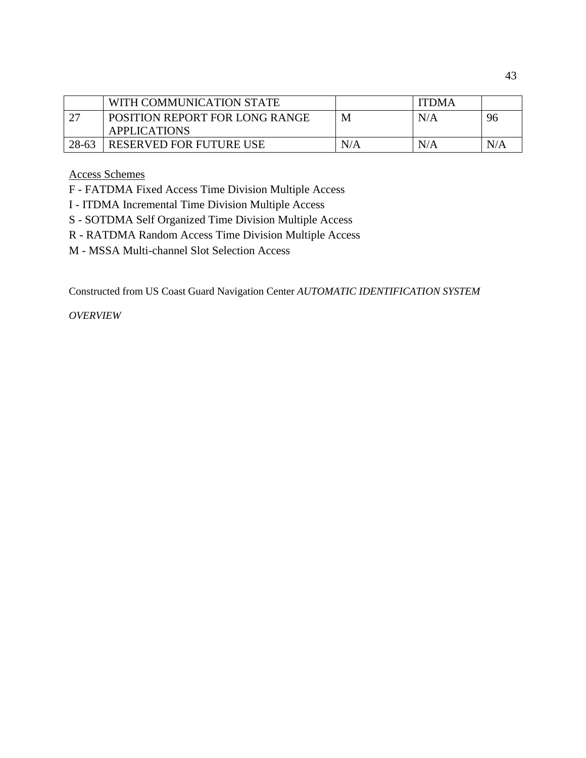|  | WITH COMMUNICATION STATE |  | ITDMA |  |
|---|---|---|---|---|
| 27 | POSITION REPORT FOR LONG RANGE APPLICATIONS | M | N/A | 96 |
| 28-63 | RESERVED FOR FUTURE USE | N/A | N/A | N/A |

Access Schemes

F - FATDMA Fixed Access Time Division Multiple Access

I - ITDMA Incremental Time Division Multiple Access

S - SOTDMA Self Organized Time Division Multiple Access

R - RATDMA Random Access Time Division Multiple Access

M - MSSA Multi-channel Slot Selection Access

Constructed from US Coast Guard Navigation Center *AUTOMATIC IDENTIFICATION SYSTEM OVERVIEW*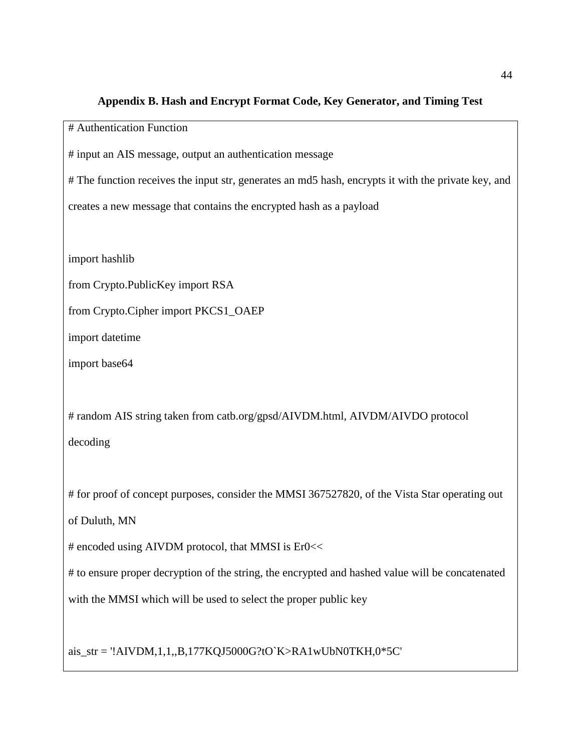## Appendix B. Hash and Encrypt Format Code, Key Generator, and Timing Test

```
# Authentication Function

# input an AIS message, output an authentication message

# The function receives the input str, generates an md5 hash, encrypts it with the private key, and
creates a new message that contains the encrypted hash as a payload


import hashlib

from Crypto.PublicKey import RSA

from Crypto.Cipher import PKCS1_OAEP

import datetime

import base64


# random AIS string taken from catb.org/gpsd/AIVDM.html, AIVDM/AIVDO protocol
decoding


# for proof of concept purposes, consider the MMSI 367527820, of the Vista Star operating out
of Duluth, MN

# encoded using AIVDM protocol, that MMSI is Er0<<

# to ensure proper decryption of the string, the encrypted and hashed value will be concatenated
with the MMSI which will be used to select the proper public key


ais_str = '!AIVDM,1,1,,B,177KQJ5000G?tO`K>RA1wUbN0TKH,0*5C'
```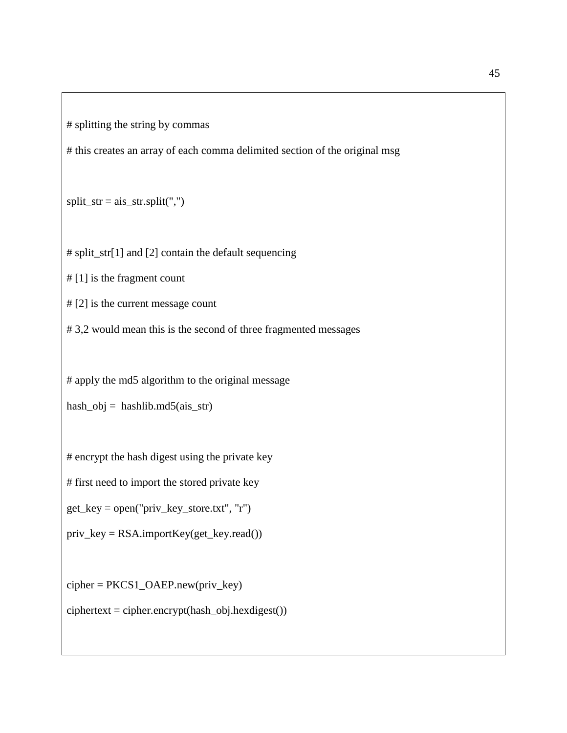```
# splitting the string by commas
# this creates an array of each comma delimited section of the original msg


split_str = ais_str.split(",")


# split_str[1] and [2] contain the default sequencing
# [1] is the fragment count
# [2] is the current message count
# 3,2 would mean this is the second of three fragmented messages


# apply the md5 algorithm to the original message
hash_obj =  hashlib.md5(ais_str)


# encrypt the hash digest using the private key
# first need to import the stored private key
get_key = open("priv_key_store.txt", "r")
priv_key = RSA.importKey(get_key.read())


cipher = PKCS1_OAEP.new(priv_key)
ciphertext = cipher.encrypt(hash_obj.hexdigest())
```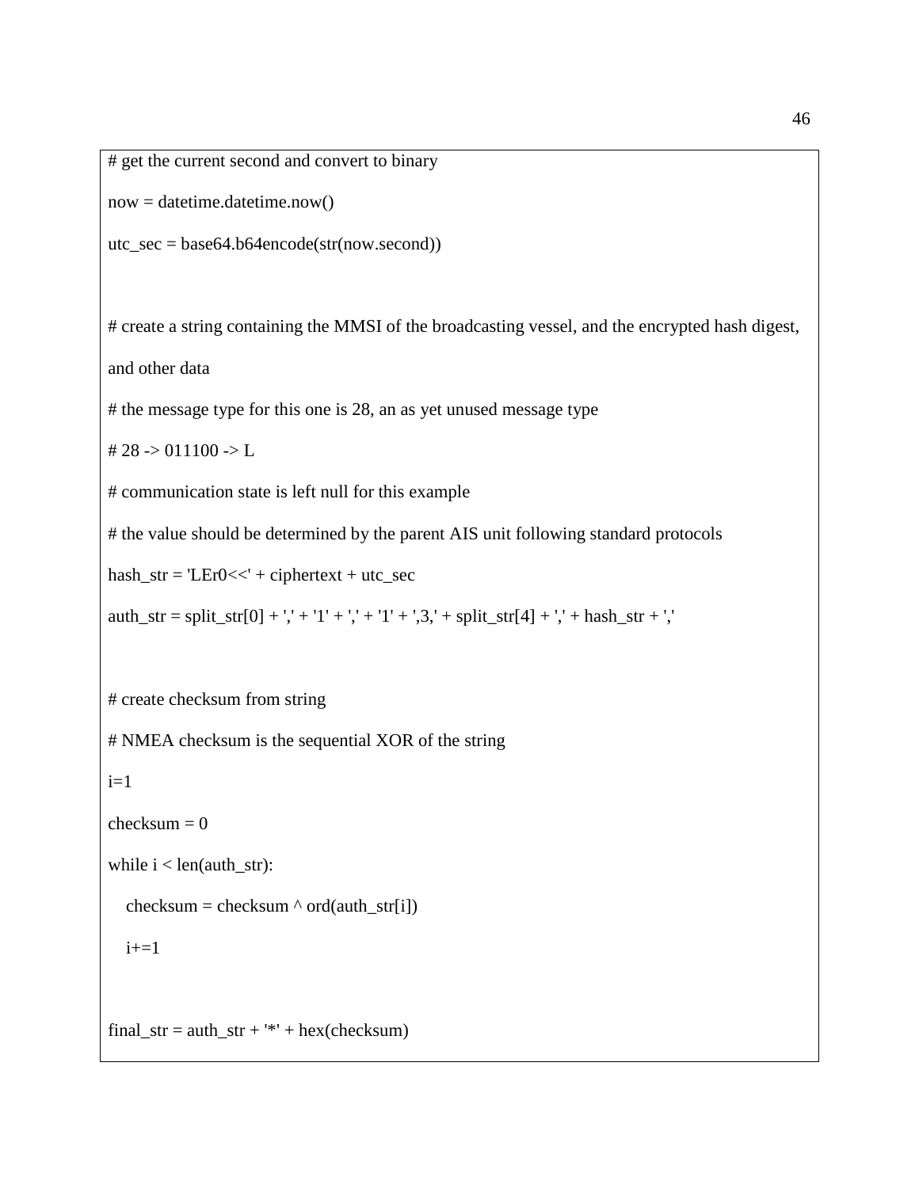```
# get the current second and convert to binary
now = datetime.datetime.now()
utc_sec = base64.b64encode(str(now.second))


# create a string containing the MMSI of the broadcasting vessel, and the encrypted hash digest,
and other data
# the message type for this one is 28, an as yet unused message type
# 28 -> 011100 -> L
# communication state is left null for this example
# the value should be determined by the parent AIS unit following standard protocols
hash_str = 'LEr0<<' + ciphertext + utc_sec
auth_str = split_str[0] + ',' + '1' + ',' + '1' + ',3,' + split_str[4] + ',' + hash_str + ','


# create checksum from string
# NMEA checksum is the sequential XOR of the string
i=1
checksum = 0
while i < len(auth_str):
    checksum = checksum ^ ord(auth_str[i])
    i+=1


final_str = auth_str + '*' + hex(checksum)
```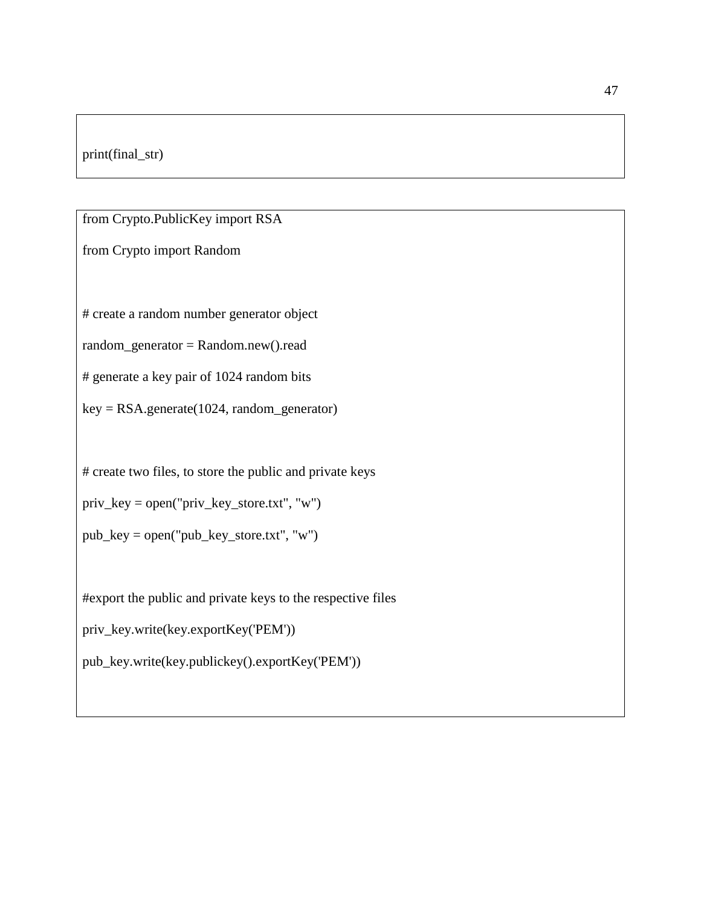```
print(final_str)
```

```
from Crypto.PublicKey import RSA

from Crypto import Random


# create a random number generator object

random_generator = Random.new().read

# generate a key pair of 1024 random bits

key = RSA.generate(1024, random_generator)


# create two files, to store the public and private keys

priv_key = open("priv_key_store.txt", "w")

pub_key = open("pub_key_store.txt", "w")


#export the public and private keys to the respective files

priv_key.write(key.exportKey('PEM'))

pub_key.write(key.publickey().exportKey('PEM'))
```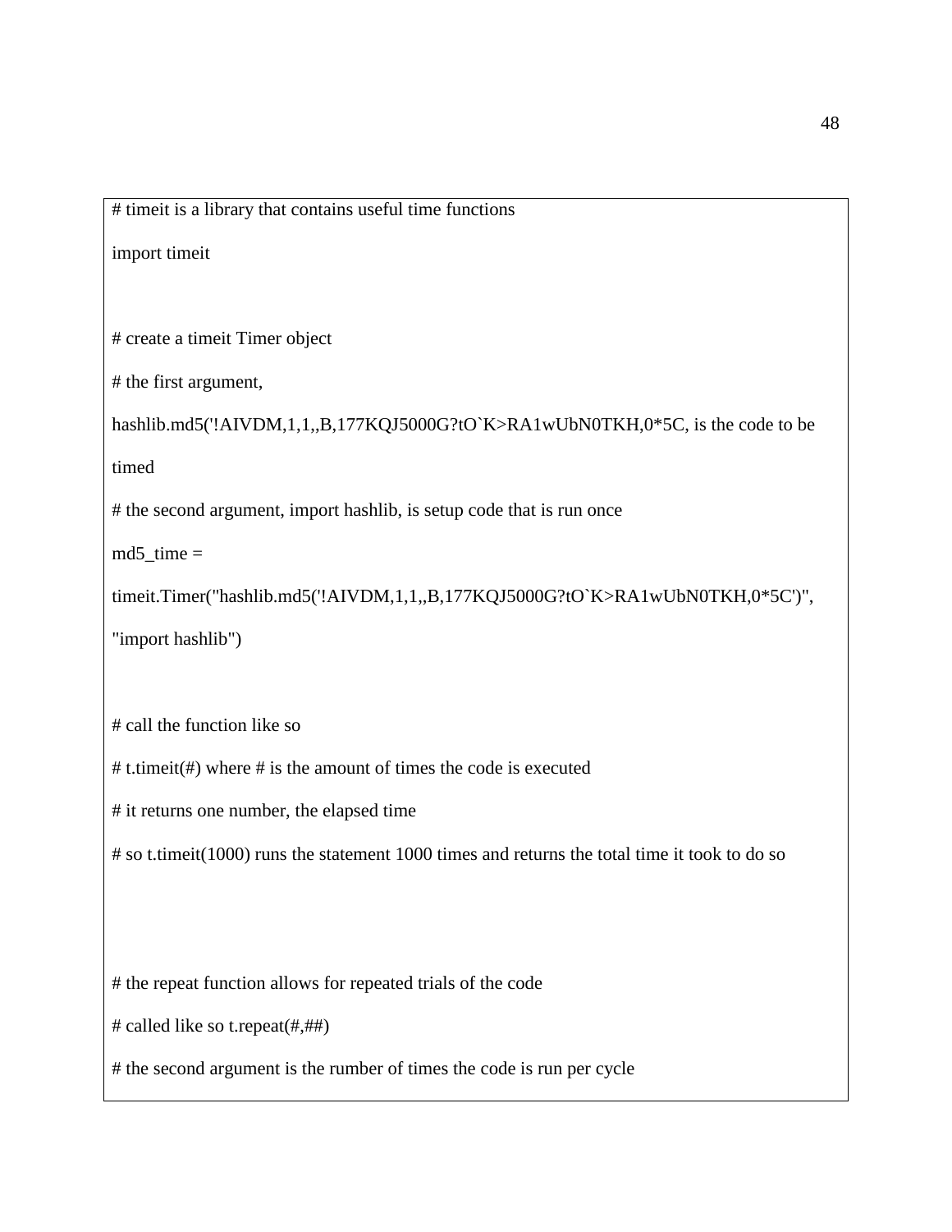```
# timeit is a library that contains useful time functions
import timeit


# create a timeit Timer object
# the first argument,
hashlib.md5('!AIVDM,1,1,,B,177KQJ5000G?tO`K>RA1wUbN0TKH,0*5C, is the code to be
timed
# the second argument, import hashlib, is setup code that is run once
md5_time =
timeit.Timer("hashlib.md5('!AIVDM,1,1,,B,177KQJ5000G?tO`K>RA1wUbN0TKH,0*5C')",
"import hashlib")


# call the function like so
# t.timeit(#) where # is the amount of times the code is executed
# it returns one number, the elapsed time
# so t.timeit(1000) runs the statement 1000 times and returns the total time it took to do so



# the repeat function allows for repeated trials of the code
# called like so t.repeat(#,##)
# the second argument is the rumber of times the code is run per cycle
```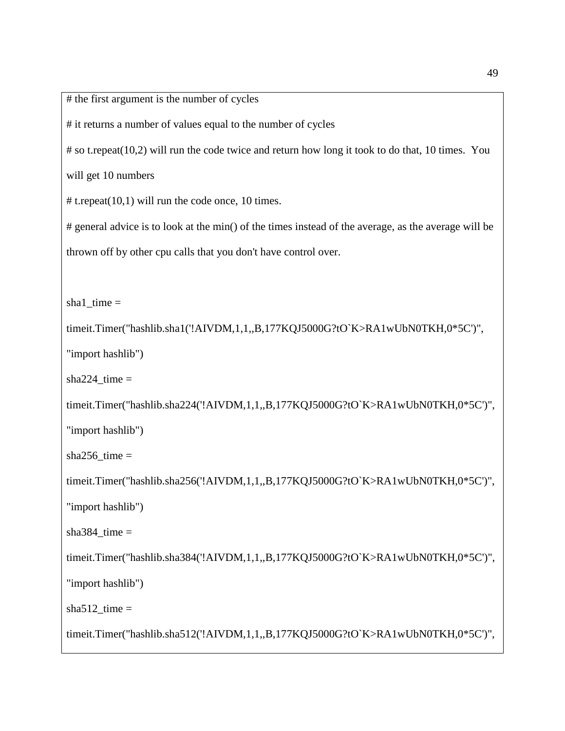```
# the first argument is the number of cycles
# it returns a number of values equal to the number of cycles
# so t.repeat(10,2) will run the code twice and return how long it took to do that, 10 times.  You will get 10 numbers
# t.repeat(10,1) will run the code once, 10 times.
# general advice is to look at the min() of the times instead of the average, as the average will be thrown off by other cpu calls that you don't have control over.


sha1_time =
timeit.Timer("hashlib.sha1('!AIVDM,1,1,,B,177KQJ5000G?tO`K>RA1wUbN0TKH,0*5C')",
"import hashlib")
sha224_time =
timeit.Timer("hashlib.sha224('!AIVDM,1,1,,B,177KQJ5000G?tO`K>RA1wUbN0TKH,0*5C')",
"import hashlib")
sha256_time =
timeit.Timer("hashlib.sha256('!AIVDM,1,1,,B,177KQJ5000G?tO`K>RA1wUbN0TKH,0*5C')",
"import hashlib")
sha384_time =
timeit.Timer("hashlib.sha384('!AIVDM,1,1,,B,177KQJ5000G?tO`K>RA1wUbN0TKH,0*5C')",
"import hashlib")
sha512_time =
timeit.Timer("hashlib.sha512('!AIVDM,1,1,,B,177KQJ5000G?tO`K>RA1wUbN0TKH,0*5C')",
```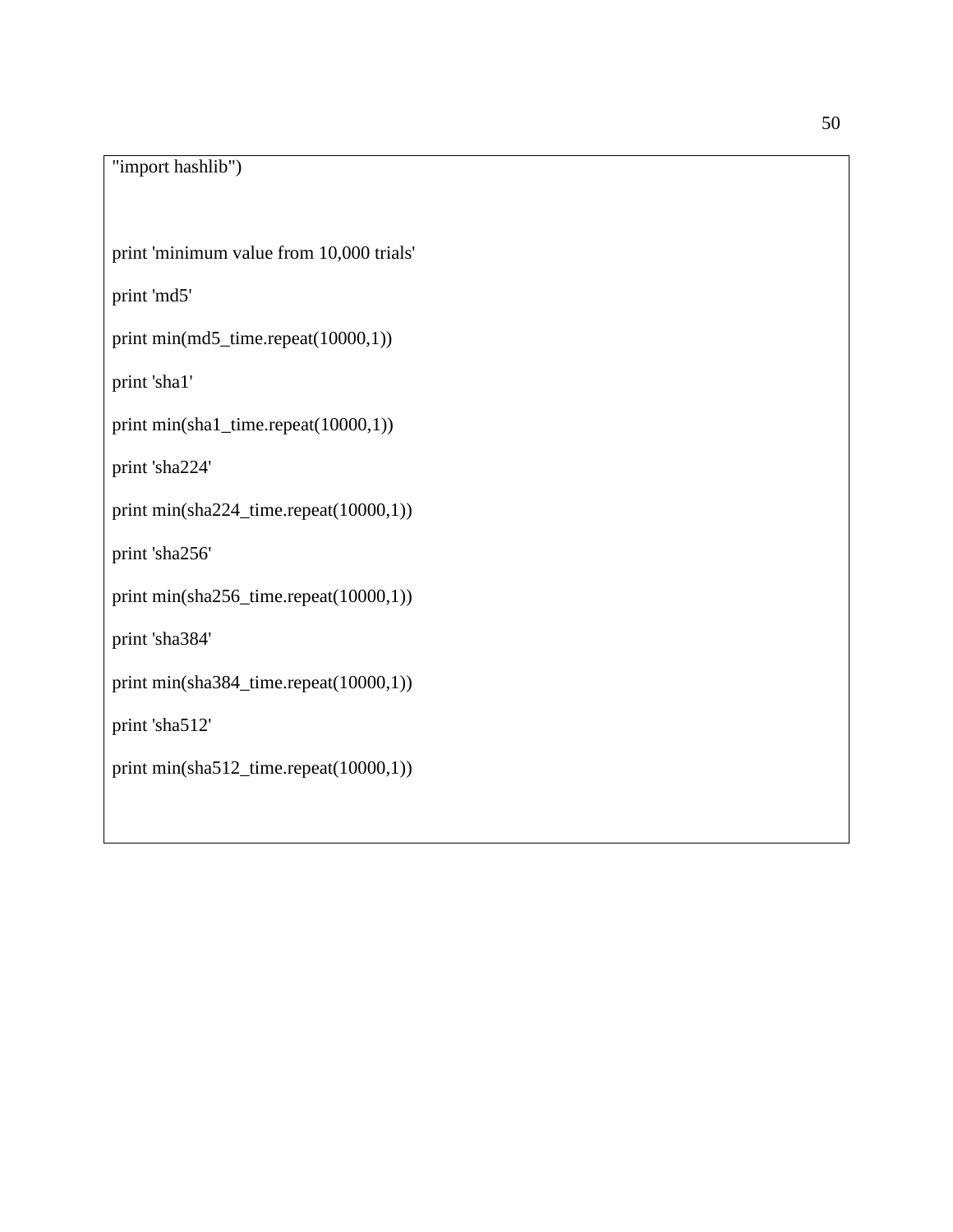```
"import hashlib")


print 'minimum value from 10,000 trials'

print 'md5'

print min(md5_time.repeat(10000,1))

print 'sha1'

print min(sha1_time.repeat(10000,1))

print 'sha224'

print min(sha224_time.repeat(10000,1))

print 'sha256'

print min(sha256_time.repeat(10000,1))

print 'sha384'

print min(sha384_time.repeat(10000,1))

print 'sha512'

print min(sha512_time.repeat(10000,1))
```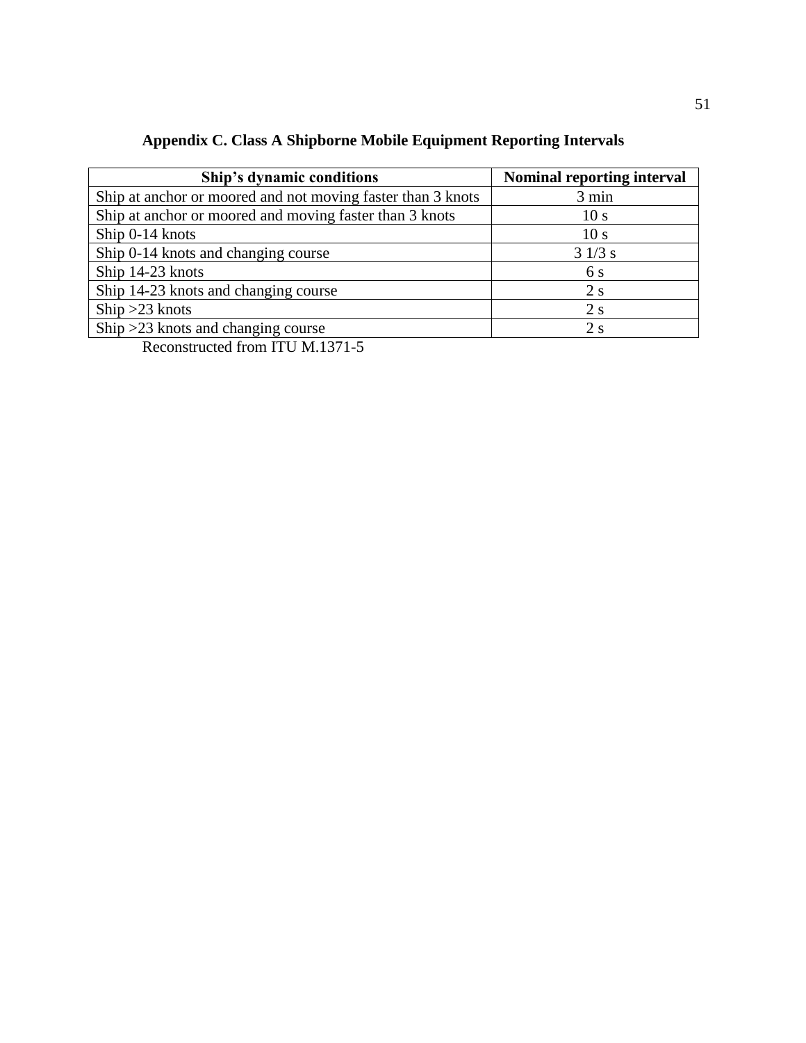## Appendix C. Class A Shipborne Mobile Equipment Reporting Intervals

| Ship's dynamic conditions | Nominal reporting interval |
|---|---|
| Ship at anchor or moored and not moving faster than 3 knots | 3 min |
| Ship at anchor or moored and moving faster than 3 knots | 10 s |
| Ship 0-14 knots | 10 s |
| Ship 0-14 knots and changing course | 3 1/3 s |
| Ship 14-23 knots | 6 s |
| Ship 14-23 knots and changing course | 2 s |
| Ship >23 knots | 2 s |
| Ship >23 knots and changing course | 2 s |

Reconstructed from ITU M.1371-5